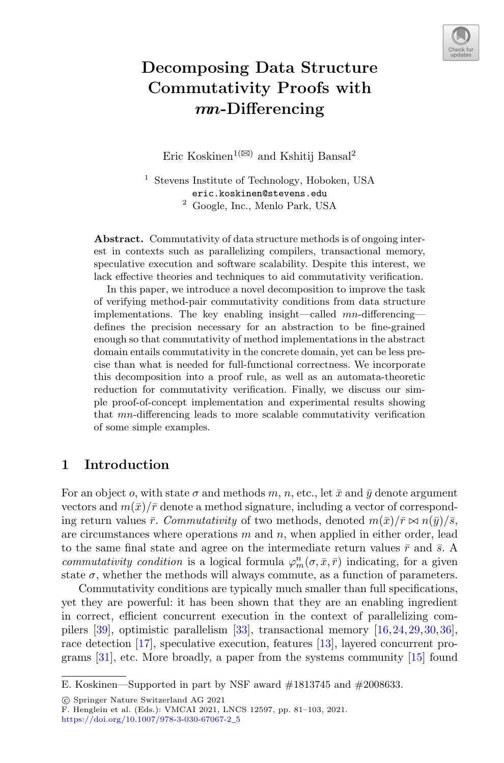# Decomposing Data Structure Commutativity Proofs with *mn*-Differencing

Eric Koskinen[1](✉) and Kshitij Bansal[2]

[1] Stevens Institute of Technology, Hoboken, USA
eric.koskinen@stevens.edu

[2] Google, Inc., Menlo Park, USA

**Abstract.** Commutativity of data structure methods is of ongoing interest in contexts such as parallelizing compilers, transactional memory, speculative execution and software scalability. Despite this interest, we lack effective theories and techniques to aid commutativity verification.

In this paper, we introduce a novel decomposition to improve the task of verifying method-pair commutativity conditions from data structure implementations. The key enabling insight—called *mn*-differencing—defines the precision necessary for an abstraction to be fine-grained enough so that commutativity of method implementations in the abstract domain entails commutativity in the concrete domain, yet can be less precise than what is needed for full-functional correctness. We incorporate this decomposition into a proof rule, as well as an automata-theoretic reduction for commutativity verification. Finally, we discuss our simple proof-of-concept implementation and experimental results showing that *mn*-differencing leads to more scalable commutativity verification of some simple examples.

## 1 Introduction

For an object $o$, with state $\sigma$ and methods $m$, $n$, etc., let $\bar{x}$ and $\bar{y}$ denote argument vectors and $m(\bar{x})/\bar{r}$ denote a method signature, including a vector of corresponding return values $\bar{r}$. *Commutativity* of two methods, denoted $m(\bar{x})/\bar{r} \bowtie n(\bar{y})/\bar{s}$, are circumstances where operations $m$ and $n$, when applied in either order, lead to the same final state and agree on the intermediate return values $\bar{r}$ and $\bar{s}$. A *commutativity condition* is a logical formula $\varphi_m^n(\sigma, \bar{x}, \bar{r})$ indicating, for a given state $\sigma$, whether the methods will always commute, as a function of parameters.

Commutativity conditions are typically much smaller than full specifications, yet they are powerful: it has been shown that they are an enabling ingredient in correct, efficient concurrent execution in the context of parallelizing compilers [39], optimistic parallelism [33], transactional memory [16,24,29,30,36], race detection [17], speculative execution, features [13], layered concurrent programs [31], etc. More broadly, a paper from the systems community [15] found

E. Koskinen—Supported in part by NSF award #1813745 and #2008633.

© Springer Nature Switzerland AG 2021
F. Henglein et al. (Eds.): VMCAI 2021, LNCS 12597, pp. 81–103, 2021.
https://doi.org/10.1007/978-3-030-67067-2_5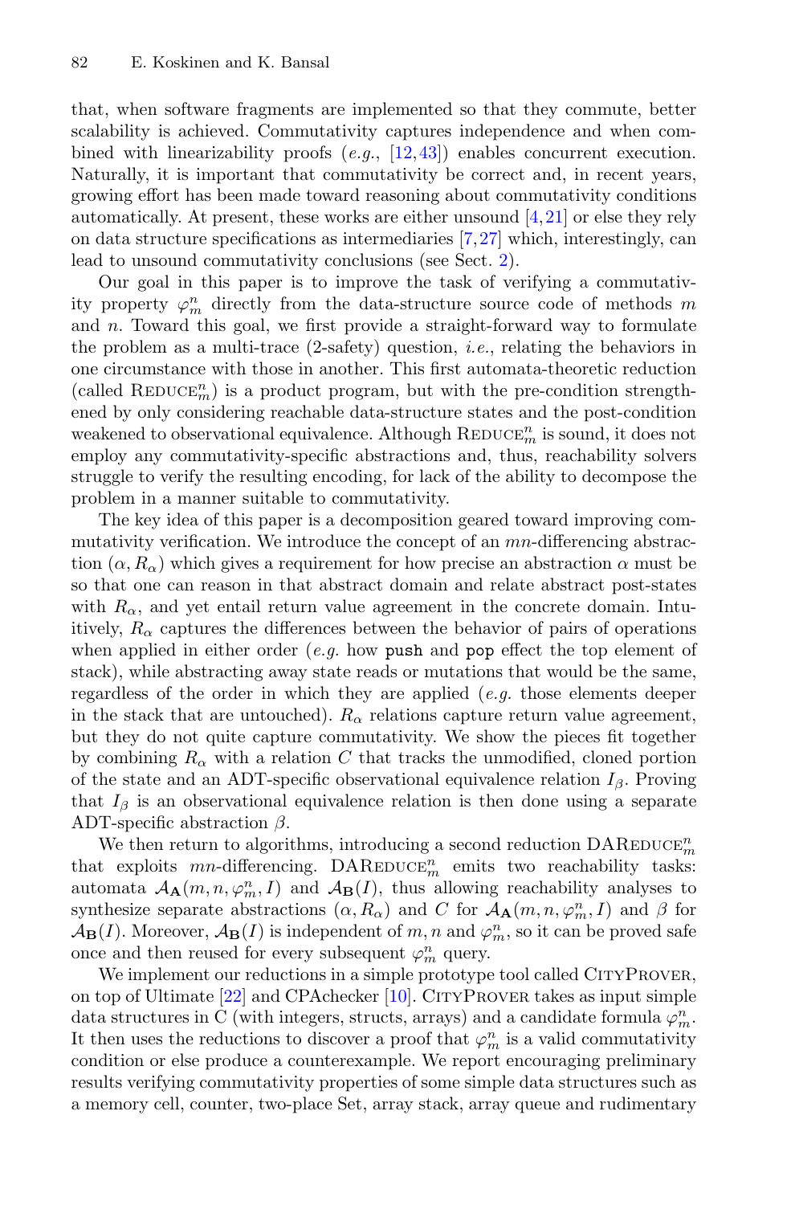that, when software fragments are implemented so that they commute, better scalability is achieved. Commutativity captures independence and when combined with linearizability proofs (*e.g.*, [12,43]) enables concurrent execution. Naturally, it is important that commutativity be correct and, in recent years, growing effort has been made toward reasoning about commutativity conditions automatically. At present, these works are either unsound [4,21] or else they rely on data structure specifications as intermediaries [7,27] which, interestingly, can lead to unsound commutativity conclusions (see Sect. 2).

Our goal in this paper is to improve the task of verifying a commutativity property $\varphi_m^n$ directly from the data-structure source code of methods $m$ and $n$. Toward this goal, we first provide a straight-forward way to formulate the problem as a multi-trace (2-safety) question, *i.e.*, relating the behaviors in one circumstance with those in another. This first automata-theoretic reduction (called $\text{Reduce}_m^n$) is a product program, but with the pre-condition strengthened by only considering reachable data-structure states and the post-condition weakened to observational equivalence. Although $\text{Reduce}_m^n$ is sound, it does not employ any commutativity-specific abstractions and, thus, reachability solvers struggle to verify the resulting encoding, for lack of the ability to decompose the problem in a manner suitable to commutativity.

The key idea of this paper is a decomposition geared toward improving commutativity verification. We introduce the concept of an *mn*-differencing abstraction $(\alpha, R_\alpha)$ which gives a requirement for how precise an abstraction $\alpha$ must be so that one can reason in that abstract domain and relate abstract post-states with $R_\alpha$, and yet entail return value agreement in the concrete domain. Intuitively, $R_\alpha$ captures the differences between the behavior of pairs of operations when applied in either order (*e.g.* how `push` and `pop` effect the top element of stack), while abstracting away state reads or mutations that would be the same, regardless of the order in which they are applied (*e.g.* those elements deeper in the stack that are untouched). $R_\alpha$ relations capture return value agreement, but they do not quite capture commutativity. We show the pieces fit together by combining $R_\alpha$ with a relation $C$ that tracks the unmodified, cloned portion of the state and an ADT-specific observational equivalence relation $I_\beta$. Proving that $I_\beta$ is an observational equivalence relation is then done using a separate ADT-specific abstraction $\beta$.

We then return to algorithms, introducing a second reduction $\text{DAReduce}_m^n$ that exploits *mn*-differencing. $\text{DAReduce}_m^n$ emits two reachability tasks: automata $\mathcal{A}_{\mathbf{A}}(m, n, \varphi_m^n, I)$ and $\mathcal{A}_{\mathbf{B}}(I)$, thus allowing reachability analyses to synthesize separate abstractions $(\alpha, R_\alpha)$ and $C$ for $\mathcal{A}_{\mathbf{A}}(m, n, \varphi_m^n, I)$ and $\beta$ for $\mathcal{A}_{\mathbf{B}}(I)$. Moreover, $\mathcal{A}_{\mathbf{B}}(I)$ is independent of $m, n$ and $\varphi_m^n$, so it can be proved safe once and then reused for every subsequent $\varphi_m^n$ query.

We implement our reductions in a simple prototype tool called CityProver, on top of Ultimate [22] and CPAchecker [10]. CityProver takes as input simple data structures in C (with integers, structs, arrays) and a candidate formula $\varphi_m^n$. It then uses the reductions to discover a proof that $\varphi_m^n$ is a valid commutativity condition or else produce a counterexample. We report encouraging preliminary results verifying commutativity properties of some simple data structures such as a memory cell, counter, two-place Set, array stack, array queue and rudimentary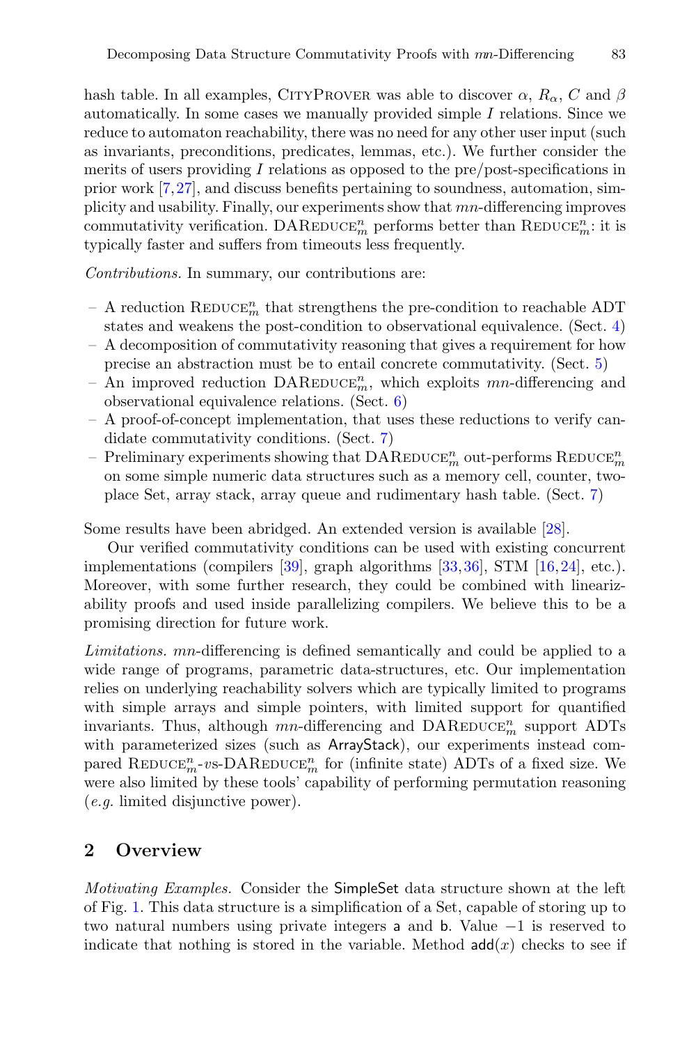hash table. In all examples, CityProver was able to discover $\alpha$, $R_\alpha$, $C$ and $\beta$ automatically. In some cases we manually provided simple $I$ relations. Since we reduce to automaton reachability, there was no need for any other user input (such as invariants, preconditions, predicates, lemmas, etc.). We further consider the merits of users providing $I$ relations as opposed to the pre/post-specifications in prior work [7,27], and discuss benefits pertaining to soundness, automation, simplicity and usability. Finally, our experiments show that $mn$-differencing improves commutativity verification. $\text{DAReduce}_m^n$ performs better than $\text{Reduce}_m^n$: it is typically faster and suffers from timeouts less frequently.

*Contributions.* In summary, our contributions are:

- A reduction $\text{Reduce}_m^n$ that strengthens the pre-condition to reachable ADT states and weakens the post-condition to observational equivalence. (Sect. 4)
- A decomposition of commutativity reasoning that gives a requirement for how precise an abstraction must be to entail concrete commutativity. (Sect. 5)
- An improved reduction $\text{DAReduce}_m^n$, which exploits $mn$-differencing and observational equivalence relations. (Sect. 6)
- A proof-of-concept implementation, that uses these reductions to verify candidate commutativity conditions. (Sect. 7)
- Preliminary experiments showing that $\text{DAReduce}_m^n$ out-performs $\text{Reduce}_m^n$ on some simple numeric data structures such as a memory cell, counter, two-place Set, array stack, array queue and rudimentary hash table. (Sect. 7)

Some results have been abridged. An extended version is available [28].

Our verified commutativity conditions can be used with existing concurrent implementations (compilers [39], graph algorithms [33,36], STM [16,24], etc.). Moreover, with some further research, they could be combined with linearizability proofs and used inside parallelizing compilers. We believe this to be a promising direction for future work.

*Limitations.* $mn$-differencing is defined semantically and could be applied to a wide range of programs, parametric data-structures, etc. Our implementation relies on underlying reachability solvers which are typically limited to programs with simple arrays and simple pointers, with limited support for quantified invariants. Thus, although $mn$-differencing and $\text{DAReduce}_m^n$ support ADTs with parameterized sizes (such as ArrayStack), our experiments instead compared $\text{Reduce}_m^n$-*vs*-$\text{DAReduce}_m^n$ for (infinite state) ADTs of a fixed size. We were also limited by these tools' capability of performing permutation reasoning (*e.g.* limited disjunctive power).

## 2 Overview

*Motivating Examples.* Consider the SimpleSet data structure shown at the left of Fig. 1. This data structure is a simplification of a Set, capable of storing up to two natural numbers using private integers a and b. Value $-1$ is reserved to indicate that nothing is stored in the variable. Method add($x$) checks to see if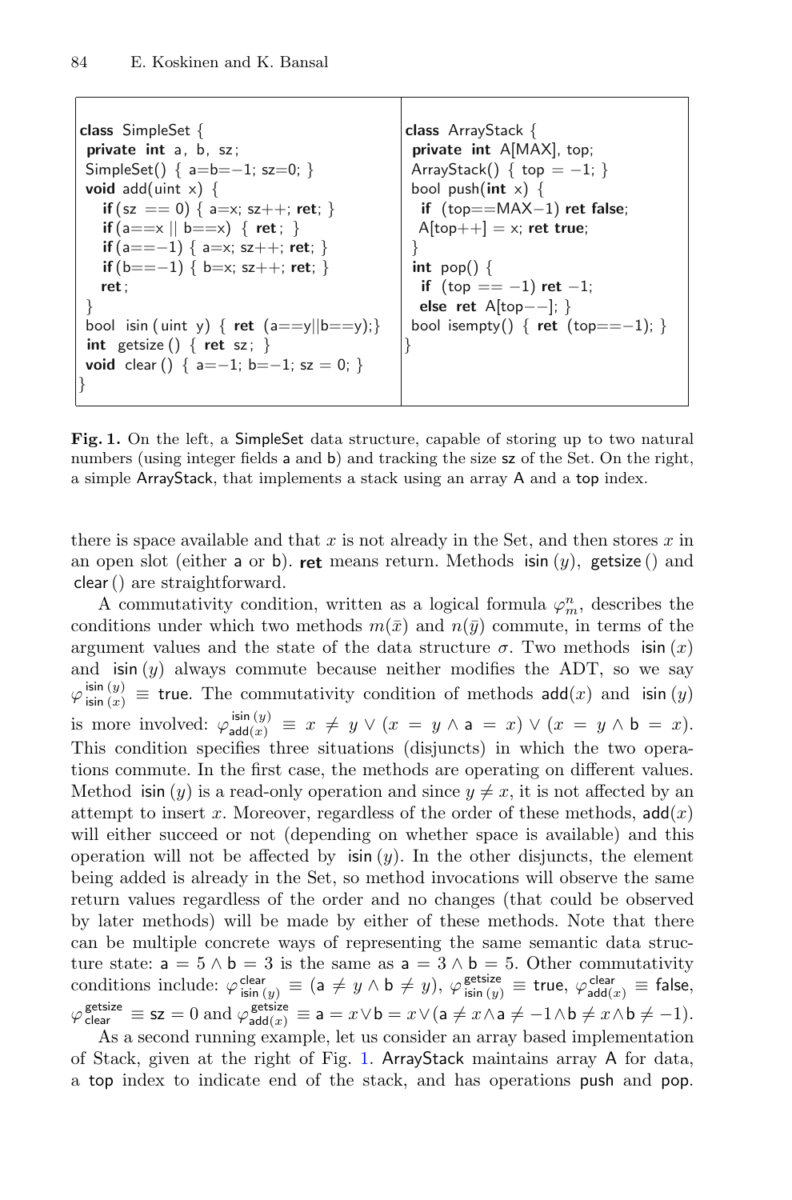```
class SimpleSet {
 private int a, b, sz;
 SimpleSet() { a=b=−1; sz=0; }
 void add(uint x) {
    if (sz == 0) { a=x; sz++; ret; }
    if (a==x || b==x) { ret; }
    if (a==−1) { a=x; sz++; ret; }
    if (b==−1) { b=x; sz++; ret; }
    ret;
 }
 bool isin (uint y) { ret (a==y||b==y);}
 int getsize () { ret sz; }
 void clear () { a=−1; b=−1; sz = 0; }
}
```

```
class ArrayStack {
 private int A[MAX], top;
 ArrayStack() { top = −1; }
 bool push(int x) {
  if (top==MAX−1) ret false;
  A[top++] = x; ret true;
 }
 int pop() {
  if (top == −1) ret −1;
  else ret A[top−−]; }
 bool isempty() { ret (top==−1); }
}
```

**Fig. 1.** On the left, a SimpleSet data structure, capable of storing up to two natural numbers (using integer fields a and b) and tracking the size sz of the Set. On the right, a simple ArrayStack, that implements a stack using an array A and a top index.

there is space available and that $x$ is not already in the Set, and then stores $x$ in an open slot (either a or b). **ret** means return. Methods isin $(y)$, getsize () and clear () are straightforward.

A commutativity condition, written as a logical formula $\varphi_m^n$, describes the conditions under which two methods $m(\bar{x})$ and $n(\bar{y})$ commute, in terms of the argument values and the state of the data structure $\sigma$. Two methods isin $(x)$ and isin $(y)$ always commute because neither modifies the ADT, so we say $\varphi_{\mathsf{isin}\,(x)}^{\mathsf{isin}\,(y)} \equiv \mathsf{true}$. The commutativity condition of methods $\mathsf{add}(x)$ and isin $(y)$ is more involved: $\varphi_{\mathsf{add}(x)}^{\mathsf{isin}\,(y)} \equiv x \neq y \vee (x = y \wedge \mathsf{a} = x) \vee (x = y \wedge \mathsf{b} = x)$. This condition specifies three situations (disjuncts) in which the two operations commute. In the first case, the methods are operating on different values. Method isin $(y)$ is a read-only operation and since $y \neq x$, it is not affected by an attempt to insert $x$. Moreover, regardless of the order of these methods, $\mathsf{add}(x)$ will either succeed or not (depending on whether space is available) and this operation will not be affected by isin $(y)$. In the other disjuncts, the element being added is already in the Set, so method invocations will observe the same return values regardless of the order and no changes (that could be observed by later methods) will be made by either of these methods. Note that there can be multiple concrete ways of representing the same semantic data structure state: $\mathsf{a} = 5 \wedge \mathsf{b} = 3$ is the same as $\mathsf{a} = 3 \wedge \mathsf{b} = 5$. Other commutativity conditions include: $\varphi_{\mathsf{isin}\,(y)}^{\mathsf{clear}} \equiv (\mathsf{a} \neq y \wedge \mathsf{b} \neq y)$, $\varphi_{\mathsf{isin}\,(y)}^{\mathsf{getsize}} \equiv \mathsf{true}$, $\varphi_{\mathsf{add}(x)}^{\mathsf{clear}} \equiv \mathsf{false}$, $\varphi_{\mathsf{clear}}^{\mathsf{getsize}} \equiv \mathsf{sz} = 0$ and $\varphi_{\mathsf{add}(x)}^{\mathsf{getsize}} \equiv \mathsf{a} = x \vee \mathsf{b} = x \vee (\mathsf{a} \neq x \wedge \mathsf{a} \neq -1 \wedge \mathsf{b} \neq x \wedge \mathsf{b} \neq -1)$.

As a second running example, let us consider an array based implementation of Stack, given at the right of Fig. 1. ArrayStack maintains array A for data, a top index to indicate end of the stack, and has operations push and pop.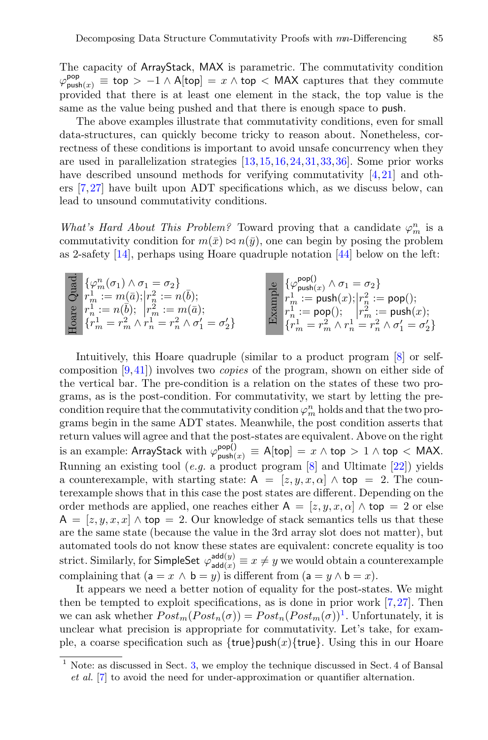The capacity of ArrayStack, MAX is parametric. The commutativity condition $\varphi^{\mathsf{pop}}_{\mathsf{push}(x)} \equiv \mathsf{top} > -1 \wedge \mathsf{A}[\mathsf{top}] = x \wedge \mathsf{top} < \mathsf{MAX}$ captures that they commute provided that there is at least one element in the stack, the top value is the same as the value being pushed and that there is enough space to push.

The above examples illustrate that commutativity conditions, even for small data-structures, can quickly become tricky to reason about. Nonetheless, correctness of these conditions is important to avoid unsafe concurrency when they are used in parallelization strategies [13,15,16,24,31,33,36]. Some prior works have described unsound methods for verifying commutativity [4,21] and others [7,27] have built upon ADT specifications which, as we discuss below, can lead to unsound commutativity conditions.

*What's Hard About This Problem?* Toward proving that a candidate $\varphi^n_m$ is a commutativity condition for $m(\bar{x}) \bowtie n(\bar{y})$, one can begin by posing the problem as 2-safety [14], perhaps using Hoare quadruple notation [44] below on the left:

**Hoare Quad.**

$$
\begin{array}{l}
\{\varphi^n_m(\sigma_1) \wedge \sigma_1 = \sigma_2\} \\
r^1_m := m(\bar{a}); \,\big|\, r^2_n := n(\bar{b}); \\
r^1_n := n(\bar{b}); \,\big|\, r^2_m := m(\bar{a}); \\
\{r^1_m = r^2_m \wedge r^1_n = r^2_n \wedge \sigma'_1 = \sigma'_2\}
\end{array}
$$

**Example**

$$
\begin{array}{l}
\{\varphi^{\mathsf{pop}()}_{\mathsf{push}(x)} \wedge \sigma_1 = \sigma_2\} \\
r^1_m := \mathsf{push}(x); \,\big|\, r^2_n := \mathsf{pop}(); \\
r^1_n := \mathsf{pop}(); \,\big|\, r^2_m := \mathsf{push}(x); \\
\{r^1_m = r^2_m \wedge r^1_n = r^2_n \wedge \sigma'_1 = \sigma'_2\}
\end{array}
$$

Intuitively, this Hoare quadruple (similar to a product program [8] or self-composition [9,41]) involves two *copies* of the program, shown on either side of the vertical bar. The pre-condition is a relation on the states of these two programs, as is the post-condition. For commutativity, we start by letting the pre-condition require that the commutativity condition $\varphi^n_m$ holds and that the two programs begin in the same ADT states. Meanwhile, the post condition asserts that return values will agree and that the post-states are equivalent. Above on the right is an example: ArrayStack with $\varphi^{\mathsf{pop}()}_{\mathsf{push}(x)} \equiv \mathsf{A}[\mathsf{top}] = x \wedge \mathsf{top} > 1 \wedge \mathsf{top} < \mathsf{MAX}$. Running an existing tool (*e.g.* a product program [8] and Ultimate [22]) yields a counterexample, with starting state: $\mathsf{A} = [z, y, x, \alpha] \wedge \mathsf{top} = 2$. The counterexample shows that in this case the post states are different. Depending on the order methods are applied, one reaches either $\mathsf{A} = [z, y, x, \alpha] \wedge \mathsf{top} = 2$ or else $\mathsf{A} = [z, y, x, x] \wedge \mathsf{top} = 2$. Our knowledge of stack semantics tells us that these are the same state (because the value in the 3rd array slot does not matter), but automated tools do not know these states are equivalent: concrete equality is too strict. Similarly, for SimpleSet $\varphi^{\mathsf{add}(y)}_{\mathsf{add}(x)} \equiv x \neq y$ we would obtain a counterexample complaining that $(\mathsf{a} = x \wedge \mathsf{b} = y)$ is different from $(\mathsf{a} = y \wedge \mathsf{b} = x)$.

It appears we need a better notion of equality for the post-states. We might then be tempted to exploit specifications, as is done in prior work [7,27]. Then we can ask whether $Post_m(Post_n(\sigma)) = Post_n(Post_m(\sigma))$[1]. Unfortunately, it is unclear what precision is appropriate for commutativity. Let's take, for example, a coarse specification such as $\{\mathsf{true}\}\mathsf{push}(x)\{\mathsf{true}\}$. Using this in our Hoare

[1] Note: as discussed in Sect. 3, we employ the technique discussed in Sect. 4 of Bansal *et al.* [7] to avoid the need for under-approximation or quantifier alternation.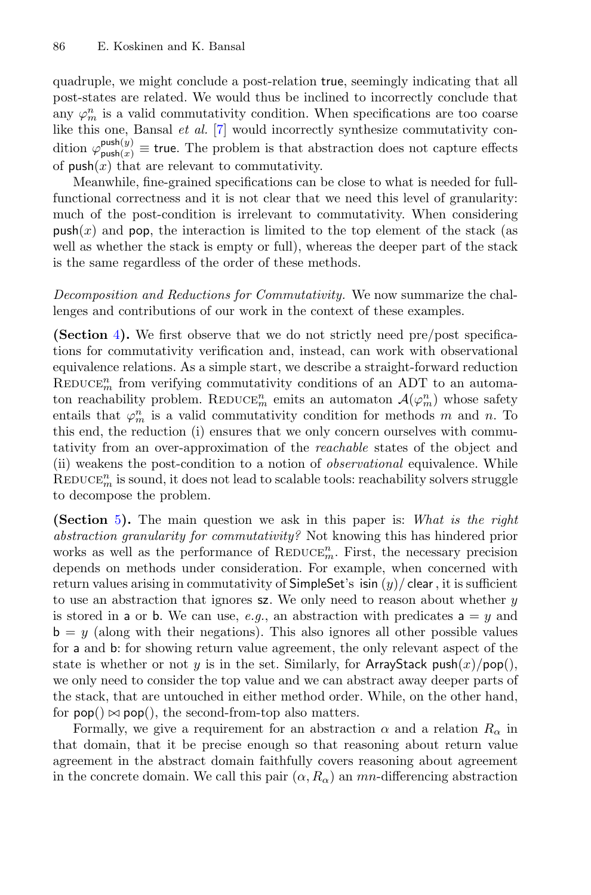quadruple, we might conclude a post-relation true, seemingly indicating that all post-states are related. We would thus be inclined to incorrectly conclude that any $\varphi_m^n$ is a valid commutativity condition. When specifications are too coarse like this one, Bansal *et al.* [7] would incorrectly synthesize commutativity condition $\varphi_{\mathsf{push}(x)}^{\mathsf{push}(y)} \equiv \mathsf{true}$. The problem is that abstraction does not capture effects of $\mathsf{push}(x)$ that are relevant to commutativity.

Meanwhile, fine-grained specifications can be close to what is needed for full-functional correctness and it is not clear that we need this level of granularity: much of the post-condition is irrelevant to commutativity. When considering $\mathsf{push}(x)$ and $\mathsf{pop}$, the interaction is limited to the top element of the stack (as well as whether the stack is empty or full), whereas the deeper part of the stack is the same regardless of the order of these methods.

*Decomposition and Reductions for Commutativity.* We now summarize the challenges and contributions of our work in the context of these examples.

**(Section 4).** We first observe that we do not strictly need pre/post specifications for commutativity verification and, instead, can work with observational equivalence relations. As a simple start, we describe a straight-forward reduction $\text{REDUCE}_m^n$ from verifying commutativity conditions of an ADT to an automaton reachability problem. $\text{REDUCE}_m^n$ emits an automaton $\mathcal{A}(\varphi_m^n)$ whose safety entails that $\varphi_m^n$ is a valid commutativity condition for methods $m$ and $n$. To this end, the reduction (i) ensures that we only concern ourselves with commutativity from an over-approximation of the *reachable* states of the object and (ii) weakens the post-condition to a notion of *observational* equivalence. While $\text{REDUCE}_m^n$ is sound, it does not lead to scalable tools: reachability solvers struggle to decompose the problem.

**(Section 5).** The main question we ask in this paper is: *What is the right abstraction granularity for commutativity?* Not knowing this has hindered prior works as well as the performance of $\text{REDUCE}_m^n$. First, the necessary precision depends on methods under consideration. For example, when concerned with return values arising in commutativity of SimpleSet's isin $(y)$/ clear, it is sufficient to use an abstraction that ignores sz. We only need to reason about whether $y$ is stored in a or b. We can use, *e.g.*, an abstraction with predicates $\mathsf{a} = y$ and $\mathsf{b} = y$ (along with their negations). This also ignores all other possible values for a and b: for showing return value agreement, the only relevant aspect of the state is whether or not $y$ is in the set. Similarly, for ArrayStack $\mathsf{push}(x)/\mathsf{pop}()$, we only need to consider the top value and we can abstract away deeper parts of the stack, that are untouched in either method order. While, on the other hand, for $\mathsf{pop}() \bowtie \mathsf{pop}()$, the second-from-top also matters.

Formally, we give a requirement for an abstraction $\alpha$ and a relation $R_\alpha$ in that domain, that it be precise enough so that reasoning about return value agreement in the abstract domain faithfully covers reasoning about agreement in the concrete domain. We call this pair $(\alpha, R_\alpha)$ an $mn$-differencing abstraction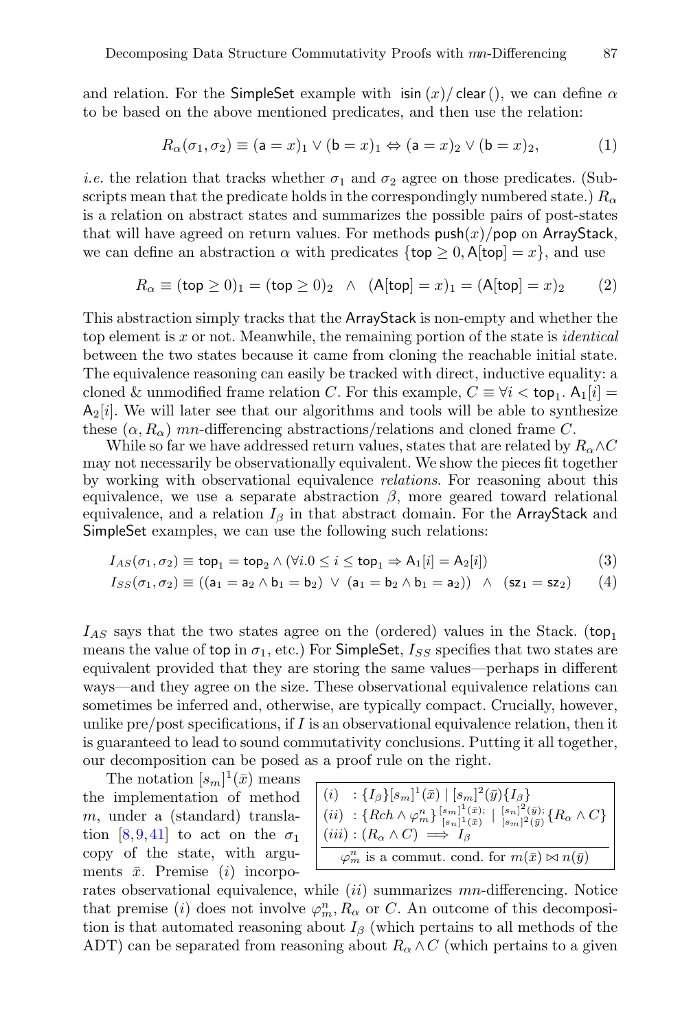and relation. For the SimpleSet example with $\mathsf{isin}(x)/\mathsf{clear}()$, we can define $\alpha$ to be based on the above mentioned predicates, and then use the relation:

$$R_\alpha(\sigma_1, \sigma_2) \equiv (\mathsf{a} = x)_1 \vee (\mathsf{b} = x)_1 \Leftrightarrow (\mathsf{a} = x)_2 \vee (\mathsf{b} = x)_2, \tag{1}$$

*i.e.* the relation that tracks whether $\sigma_1$ and $\sigma_2$ agree on those predicates. (Subscripts mean that the predicate holds in the correspondingly numbered state.) $R_\alpha$ is a relation on abstract states and summarizes the possible pairs of post-states that will have agreed on return values. For methods $\mathsf{push}(x)/\mathsf{pop}$ on ArrayStack, we can define an abstraction $\alpha$ with predicates $\{\mathsf{top} \geq 0, \mathsf{A}[\mathsf{top}] = x\}$, and use

$$R_\alpha \equiv (\mathsf{top} \geq 0)_1 = (\mathsf{top} \geq 0)_2 \;\; \wedge \;\; (\mathsf{A}[\mathsf{top}] = x)_1 = (\mathsf{A}[\mathsf{top}] = x)_2 \tag{2}$$

This abstraction simply tracks that the ArrayStack is non-empty and whether the top element is $x$ or not. Meanwhile, the remaining portion of the state is *identical* between the two states because it came from cloning the reachable initial state. The equivalence reasoning can easily be tracked with direct, inductive equality: a cloned & unmodified frame relation $C$. For this example, $C \equiv \forall i < \mathsf{top}_1.\ \mathsf{A}_1[i] = \mathsf{A}_2[i]$. We will later see that our algorithms and tools will be able to synthesize these $(\alpha, R_\alpha)$ *mn*-differencing abstractions/relations and cloned frame $C$.

While so far we have addressed return values, states that are related by $R_\alpha \wedge C$ may not necessarily be observationally equivalent. We show the pieces fit together by working with observational equivalence *relations*. For reasoning about this equivalence, we use a separate abstraction $\beta$, more geared toward relational equivalence, and a relation $I_\beta$ in that abstract domain. For the ArrayStack and SimpleSet examples, we can use the following such relations:

$$I_{AS}(\sigma_1, \sigma_2) \equiv \mathsf{top}_1 = \mathsf{top}_2 \wedge (\forall i. 0 \leq i \leq \mathsf{top}_1 \Rightarrow \mathsf{A}_1[i] = \mathsf{A}_2[i]) \tag{3}$$

$$I_{SS}(\sigma_1, \sigma_2) \equiv ((\mathsf{a}_1 = \mathsf{a}_2 \wedge \mathsf{b}_1 = \mathsf{b}_2) \;\vee\; (\mathsf{a}_1 = \mathsf{b}_2 \wedge \mathsf{b}_1 = \mathsf{a}_2)) \;\;\wedge\;\; (\mathsf{sz}_1 = \mathsf{sz}_2) \tag{4}$$

$I_{AS}$ says that the two states agree on the (ordered) values in the Stack. ($\mathsf{top}_1$ means the value of $\mathsf{top}$ in $\sigma_1$, etc.) For SimpleSet, $I_{SS}$ specifies that two states are equivalent provided that they are storing the same values—perhaps in different ways—and they agree on the size. These observational equivalence relations can sometimes be inferred and, otherwise, are typically compact. Crucially, however, unlike pre/post specifications, if $I$ is an observational equivalence relation, then it is guaranteed to lead to sound commutativity conclusions. Putting it all together, our decomposition can be posed as a proof rule on the right.

$$\frac{\begin{array}{l} (i) \;\;\; : \{I_\beta\}[s_m]^1(\bar{x}) \mid [s_m]^2(\bar{y})\{I_\beta\} \\ (ii) \;\; : \{Rch \wedge \varphi_m^n\}\,{}^{[s_m]^1(\bar{x});}_{[s_n]^1(\bar{x})} \mid {}^{[s_n]^2(\bar{y});}_{[s_m]^2(\bar{y})}\{R_\alpha \wedge C\} \\ (iii) : (R_\alpha \wedge C) \implies I_\beta \end{array}}{\varphi_m^n \text{ is a commut. cond. for } m(\bar{x}) \bowtie n(\bar{y})}$$

The notation $[s_m]^1(\bar{x})$ means the implementation of method $m$, under a (standard) translation [8,9,41] to act on the $\sigma_1$ copy of the state, with arguments $\bar{x}$. Premise $(i)$ incorporates observational equivalence, while $(ii)$ summarizes *mn*-differencing. Notice that premise $(i)$ does not involve $\varphi_m^n, R_\alpha$ or $C$. An outcome of this decomposition is that automated reasoning about $I_\beta$ (which pertains to all methods of the ADT) can be separated from reasoning about $R_\alpha \wedge C$ (which pertains to a given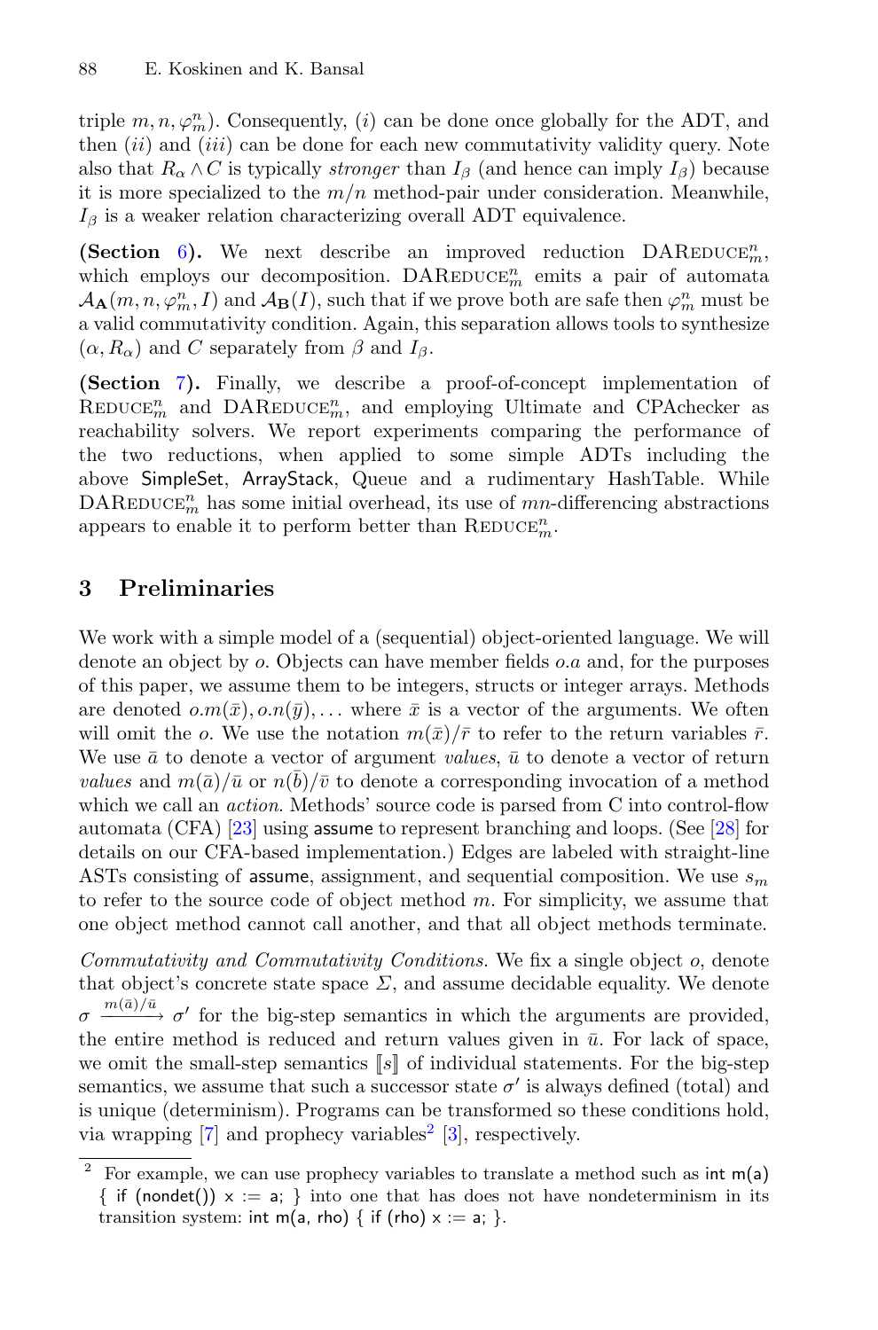triple $m, n, \varphi_m^n$). Consequently, $(i)$ can be done once globally for the ADT, and then $(ii)$ and $(iii)$ can be done for each new commutativity validity query. Note also that $R_\alpha \wedge C$ is typically *stronger* than $I_\beta$ (and hence can imply $I_\beta$) because it is more specialized to the $m/n$ method-pair under consideration. Meanwhile, $I_\beta$ is a weaker relation characterizing overall ADT equivalence.

**(Section 6).** We next describe an improved reduction DAREDUCE$_m^n$, which employs our decomposition. DAREDUCE$_m^n$ emits a pair of automata $\mathcal{A}_\mathbf{A}(m, n, \varphi_m^n, I)$ and $\mathcal{A}_\mathbf{B}(I)$, such that if we prove both are safe then $\varphi_m^n$ must be a valid commutativity condition. Again, this separation allows tools to synthesize $(\alpha, R_\alpha)$ and $C$ separately from $\beta$ and $I_\beta$.

**(Section 7).** Finally, we describe a proof-of-concept implementation of REDUCE$_m^n$ and DAREDUCE$_m^n$, and employing Ultimate and CPAchecker as reachability solvers. We report experiments comparing the performance of the two reductions, when applied to some simple ADTs including the above SimpleSet, ArrayStack, Queue and a rudimentary HashTable. While DAREDUCE$_m^n$ has some initial overhead, its use of $mn$-differencing abstractions appears to enable it to perform better than REDUCE$_m^n$.

## 3 Preliminaries

We work with a simple model of a (sequential) object-oriented language. We will denote an object by $o$. Objects can have member fields $o.a$ and, for the purposes of this paper, we assume them to be integers, structs or integer arrays. Methods are denoted $o.m(\bar{x}), o.n(\bar{y}), \ldots$ where $\bar{x}$ is a vector of the arguments. We often will omit the $o$. We use the notation $m(\bar{x})/\bar{r}$ to refer to the return variables $\bar{r}$. We use $\bar{a}$ to denote a vector of argument *values*, $\bar{u}$ to denote a vector of return *values* and $m(\bar{a})/\bar{u}$ or $n(\bar{b})/\bar{v}$ to denote a corresponding invocation of a method which we call an *action*. Methods' source code is parsed from C into control-flow automata (CFA) [23] using assume to represent branching and loops. (See [28] for details on our CFA-based implementation.) Edges are labeled with straight-line ASTs consisting of assume, assignment, and sequential composition. We use $s_m$ to refer to the source code of object method $m$. For simplicity, we assume that one object method cannot call another, and that all object methods terminate.

*Commutativity and Commutativity Conditions.* We fix a single object $o$, denote that object's concrete state space $\Sigma$, and assume decidable equality. We denote $\sigma \xrightarrow{m(\bar{a})/\bar{u}} \sigma'$ for the big-step semantics in which the arguments are provided, the entire method is reduced and return values given in $\bar{u}$. For lack of space, we omit the small-step semantics $[\![s]\!]$ of individual statements. For the big-step semantics, we assume that such a successor state $\sigma'$ is always defined (total) and is unique (determinism). Programs can be transformed so these conditions hold, via wrapping [7] and prophecy variables[2] [3], respectively.

[2] For example, we can use prophecy variables to translate a method such as int m(a) { if (nondet()) x := a; } into one that has does not have nondeterminism in its transition system: int m(a, rho) { if (rho) x := a; }.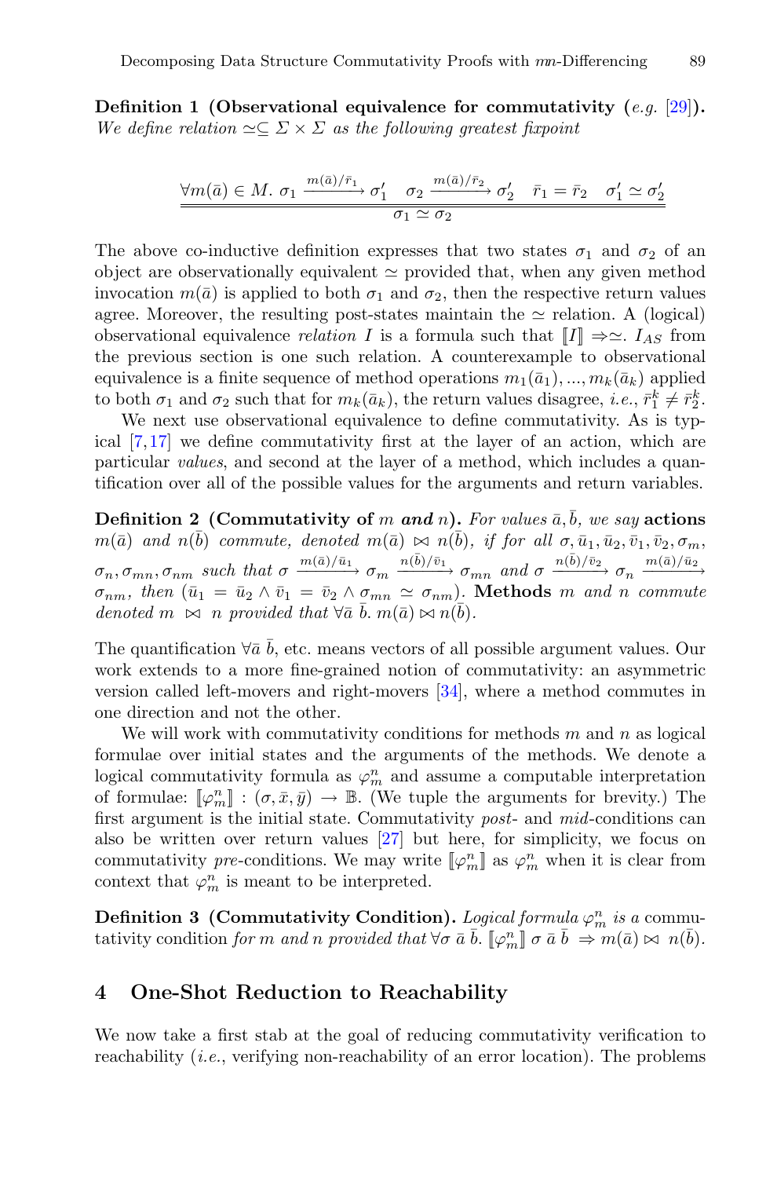**Definition 1 (Observational equivalence for commutativity (*e.g.* [29])).** *We define relation $\simeq \subseteq \Sigma \times \Sigma$ as the following greatest fixpoint*

$$\dfrac{\forall m(\bar{a}) \in M.\ \sigma_1 \xrightarrow{m(\bar{a})/\bar{r}_1} \sigma_1' \quad \sigma_2 \xrightarrow{m(\bar{a})/\bar{r}_2} \sigma_2' \quad \bar{r}_1 = \bar{r}_2 \quad \sigma_1' \simeq \sigma_2'}{\sigma_1 \simeq \sigma_2}$$

The above co-inductive definition expresses that two states $\sigma_1$ and $\sigma_2$ of an object are observationally equivalent $\simeq$ provided that, when any given method invocation $m(\bar{a})$ is applied to both $\sigma_1$ and $\sigma_2$, then the respective return values agree. Moreover, the resulting post-states maintain the $\simeq$ relation. A (logical) observational equivalence *relation* $I$ is a formula such that $[\![I]\!] \Rightarrow \simeq$. $I_{AS}$ from the previous section is one such relation. A counterexample to observational equivalence is a finite sequence of method operations $m_1(\bar{a}_1), ..., m_k(\bar{a}_k)$ applied to both $\sigma_1$ and $\sigma_2$ such that for $m_k(\bar{a}_k)$, the return values disagree, *i.e.*, $\bar{r}_1^k \neq \bar{r}_2^k$.

We next use observational equivalence to define commutativity. As is typical [7,17] we define commutativity first at the layer of an action, which are particular *values*, and second at the layer of a method, which includes a quantification over all of the possible values for the arguments and return variables.

**Definition 2 (Commutativity of $m$ and $n$).** *For values $\bar{a}, \bar{b}$, we say* **actions** *$m(\bar{a})$ and $n(\bar{b})$ commute, denoted $m(\bar{a}) \bowtie n(\bar{b})$, if for all $\sigma, \bar{u}_1, \bar{u}_2, \bar{v}_1, \bar{v}_2, \sigma_m, \sigma_n, \sigma_{mn}, \sigma_{nm}$ such that $\sigma \xrightarrow{m(\bar{a})/\bar{u}_1} \sigma_m \xrightarrow{n(\bar{b})/\bar{v}_1} \sigma_{mn}$ and $\sigma \xrightarrow{n(\bar{b})/\bar{v}_2} \sigma_n \xrightarrow{m(\bar{a})/\bar{u}_2} \sigma_{nm}$, then $(\bar{u}_1 = \bar{u}_2 \wedge \bar{v}_1 = \bar{v}_2 \wedge \sigma_{mn} \simeq \sigma_{nm})$.* **Methods** *$m$ and $n$ commute denoted $m \bowtie n$ provided that $\forall \bar{a}\ \bar{b}.\ m(\bar{a}) \bowtie n(\bar{b})$.*

The quantification $\forall \bar{a}\ \bar{b}$, etc. means vectors of all possible argument values. Our work extends to a more fine-grained notion of commutativity: an asymmetric version called left-movers and right-movers [34], where a method commutes in one direction and not the other.

We will work with commutativity conditions for methods $m$ and $n$ as logical formulae over initial states and the arguments of the methods. We denote a logical commutativity formula as $\varphi_m^n$ and assume a computable interpretation of formulae: $[\![\varphi_m^n]\!] : (\sigma, \bar{x}, \bar{y}) \rightarrow \mathbb{B}$. (We tuple the arguments for brevity.) The first argument is the initial state. Commutativity *post*- and *mid*-conditions can also be written over return values [27] but here, for simplicity, we focus on commutativity *pre*-conditions. We may write $[\![\varphi_m^n]\!]$ as $\varphi_m^n$ when it is clear from context that $\varphi_m^n$ is meant to be interpreted.

**Definition 3 (Commutativity Condition).** *Logical formula $\varphi_m^n$ is a* commutativity condition *for $m$ and $n$ provided that $\forall \sigma\ \bar{a}\ \bar{b}.\ [\![\varphi_m^n]\!]\ \sigma\ \bar{a}\ \bar{b} \Rightarrow m(\bar{a}) \bowtie n(\bar{b})$.*

## 4 One-Shot Reduction to Reachability

We now take a first stab at the goal of reducing commutativity verification to reachability (*i.e.*, verifying non-reachability of an error location). The problems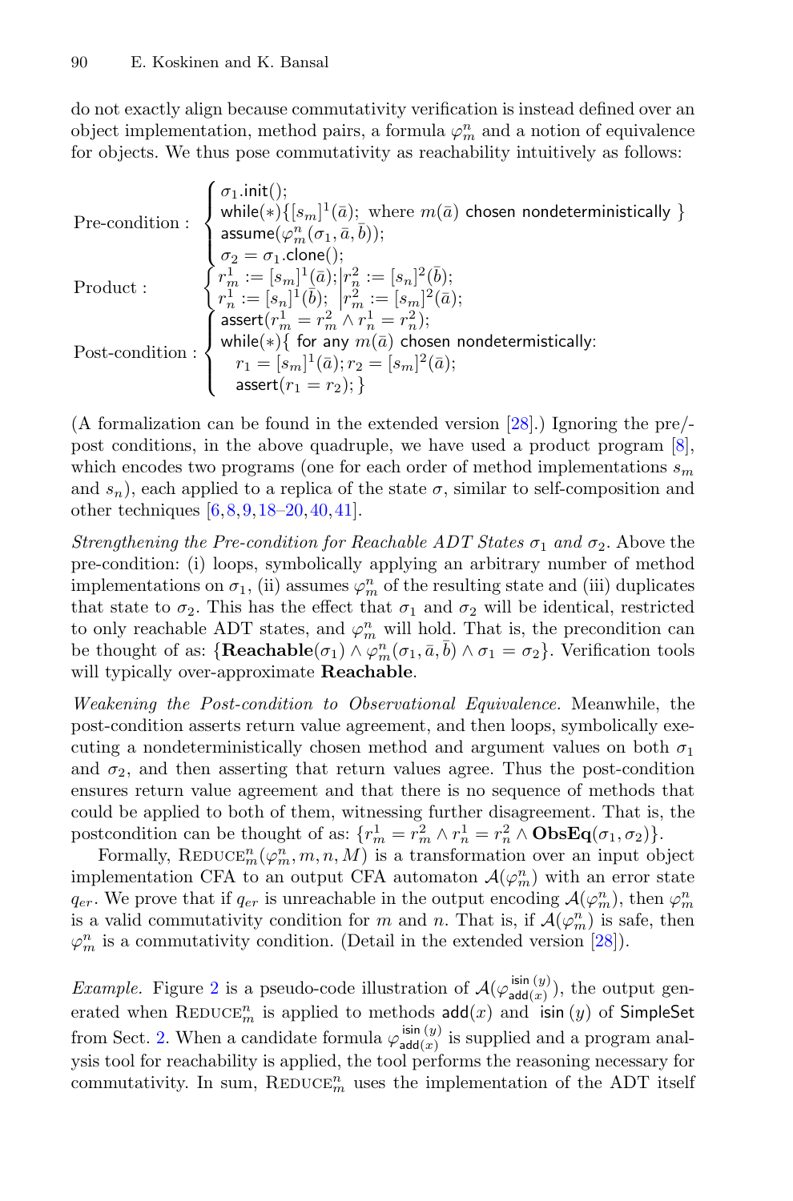do not exactly align because commutativity verification is instead defined over an object implementation, method pairs, a formula $\varphi_m^n$ and a notion of equivalence for objects. We thus pose commutativity as reachability intuitively as follows:

$$
\begin{array}{ll}
\text{Pre-condition :} & \begin{cases} \sigma_1.\mathsf{init}(); \\ \mathsf{while}(*)\{[s_m]^1(\bar{a});\ \text{where } m(\bar{a}) \text{ chosen nondeterministically } \} \\ \mathsf{assume}(\varphi_m^n(\sigma_1, \bar{a}, \bar{b})); \\ \sigma_2 = \sigma_1.\mathsf{clone}(); \end{cases} \\
\text{Product :} & \begin{cases} r_m^1 := [s_m]^1(\bar{a}); \big| r_n^2 := [s_n]^2(\bar{b}); \\ r_n^1 := [s_n]^1(\bar{b}); \ \big| r_m^2 := [s_m]^2(\bar{a}); \end{cases} \\
\text{Post-condition :} & \begin{cases} \mathsf{assert}(r_m^1 = r_m^2 \wedge r_n^1 = r_n^2); \\ \mathsf{while}(*)\{ \text{ for any } m(\bar{a}) \text{ chosen nondetermistically:} \\ \quad r_1 = [s_m]^1(\bar{a}); r_2 = [s_m]^2(\bar{a}); \\ \quad \mathsf{assert}(r_1 = r_2); \} \end{cases}
\end{array}
$$

(A formalization can be found in the extended version [28].) Ignoring the pre/-post conditions, in the above quadruple, we have used a product program [8], which encodes two programs (one for each order of method implementations $s_m$ and $s_n$), each applied to a replica of the state $\sigma$, similar to self-composition and other techniques [6,8,9,18–20,40,41].

*Strengthening the Pre-condition for Reachable ADT States $\sigma_1$ and $\sigma_2$.* Above the pre-condition: (i) loops, symbolically applying an arbitrary number of method implementations on $\sigma_1$, (ii) assumes $\varphi_m^n$ of the resulting state and (iii) duplicates that state to $\sigma_2$. This has the effect that $\sigma_1$ and $\sigma_2$ will be identical, restricted to only reachable ADT states, and $\varphi_m^n$ will hold. That is, the precondition can be thought of as: $\{\mathbf{Reachable}(\sigma_1) \wedge \varphi_m^n(\sigma_1, \bar{a}, \bar{b}) \wedge \sigma_1 = \sigma_2\}$. Verification tools will typically over-approximate **Reachable**.

*Weakening the Post-condition to Observational Equivalence.* Meanwhile, the post-condition asserts return value agreement, and then loops, symbolically executing a nondeterministically chosen method and argument values on both $\sigma_1$ and $\sigma_2$, and then asserting that return values agree. Thus the post-condition ensures return value agreement and that there is no sequence of methods that could be applied to both of them, witnessing further disagreement. That is, the postcondition can be thought of as: $\{r_m^1 = r_m^2 \wedge r_n^1 = r_n^2 \wedge \mathbf{ObsEq}(\sigma_1, \sigma_2)\}$.

Formally, $\textsc{Reduce}_m^n(\varphi_m^n, m, n, M)$ is a transformation over an input object implementation CFA to an output CFA automaton $\mathcal{A}(\varphi_m^n)$ with an error state $q_{er}$. We prove that if $q_{er}$ is unreachable in the output encoding $\mathcal{A}(\varphi_m^n)$, then $\varphi_m^n$ is a valid commutativity condition for $m$ and $n$. That is, if $\mathcal{A}(\varphi_m^n)$ is safe, then $\varphi_m^n$ is a commutativity condition. (Detail in the extended version [28]).

*Example.* Figure 2 is a pseudo-code illustration of $\mathcal{A}(\varphi_{\mathsf{add}(x)}^{\mathsf{isin}\,(y)})$, the output generated when $\textsc{Reduce}_m^n$ is applied to methods $\mathsf{add}(x)$ and $\mathsf{isin}\,(y)$ of $\mathsf{SimpleSet}$ from Sect. 2. When a candidate formula $\varphi_{\mathsf{add}(x)}^{\mathsf{isin}\,(y)}$ is supplied and a program analysis tool for reachability is applied, the tool performs the reasoning necessary for commutativity. In sum, $\textsc{Reduce}_m^n$ uses the implementation of the ADT itself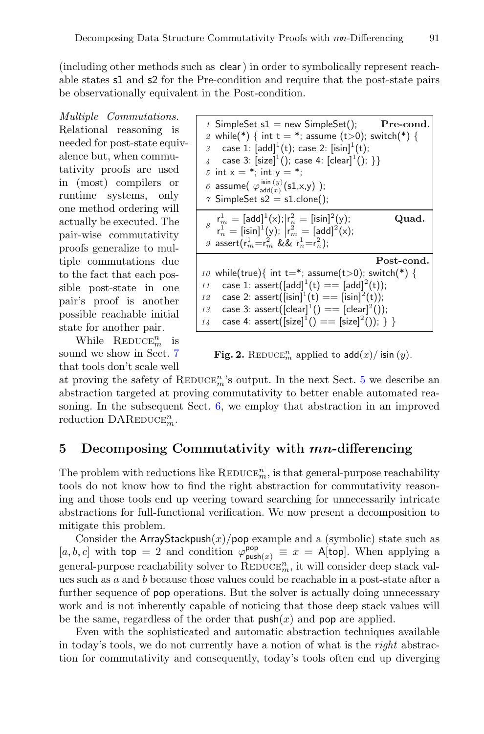(including other methods such as clear) in order to symbolically represent reachable states s1 and s2 for the Pre-condition and require that the post-state pairs be observationally equivalent in the Post-condition.

*Multiple Commutations.* Relational reasoning is needed for post-state equivalence but, when commutativity proofs are used in (most) compilers or runtime systems, only one method ordering will actually be executed. The pair-wise commutativity proofs generalize to multiple commutations due to the fact that each possible post-state in one pair's proof is another possible reachable initial state for another pair.

```
                                                              Pre-cond.
1  SimpleSet s1 = new SimpleSet();
2  while(*) { int t = *; assume (t>0); switch(*) {
3    case 1: [add]^1(t); case 2: [isin]^1(t);
4    case 3: [size]^1(); case 4: [clear]^1(); }}
5  int x = *; int y = *;
6  assume( φ^{isin(y)}_{add(x)}(s1,x,y) );
7  SimpleSet s2 = s1.clone();
-----------------------------------------------------------------------
                                                              Quad.
8  r^1_m = [add]^1(x); | r^2_n = [isin]^2(y);
   r^1_n = [isin]^1(y); | r^2_m = [add]^2(x);
9  assert(r^1_m=r^2_m && r^1_n=r^2_n);
-----------------------------------------------------------------------
                                                              Post-cond.
10 while(true){ int t=*; assume(t>0); switch(*) {
11   case 1: assert([add]^1(t) == [add]^2(t));
12   case 2: assert([isin]^1(t) == [isin]^2(t));
13   case 3: assert([clear]^1() == [clear]^2());
14   case 4: assert([size]^1() == [size]^2()); } }
```

**Fig. 2.** $\text{REDUCE}_m^n$ applied to $\mathsf{add}(x)/\,\mathsf{isin}\,(y)$.

While $\text{REDUCE}_m^n$ is sound we show in Sect. 7 that tools don't scale well at proving the safety of $\text{REDUCE}_m^n$'s output. In the next Sect. 5 we describe an abstraction targeted at proving commutativity to better enable automated reasoning. In the subsequent Sect. 6, we employ that abstraction in an improved reduction $\text{DAREDUCE}_m^n$.

## 5 Decomposing Commutativity with *mn*-differencing

The problem with reductions like $\text{REDUCE}_m^n$, is that general-purpose reachability tools do not know how to find the right abstraction for commutativity reasoning and those tools end up veering toward searching for unnecessarily intricate abstractions for full-functional verification. We now present a decomposition to mitigate this problem.

Consider the ArrayStackpush$(x)$/pop example and a (symbolic) state such as $[a, b, c]$ with $\mathsf{top} = 2$ and condition $\varphi^{\mathsf{pop}}_{\mathsf{push}(x)} \equiv x = \mathsf{A}[\mathsf{top}]$. When applying a general-purpose reachability solver to $\text{REDUCE}_m^n$, it will consider deep stack values such as $a$ and $b$ because those values could be reachable in a post-state after a further sequence of pop operations. But the solver is actually doing unnecessary work and is not inherently capable of noticing that those deep stack values will be the same, regardless of the order that push$(x)$ and pop are applied.

Even with the sophisticated and automatic abstraction techniques available in today's tools, we do not currently have a notion of what is the *right* abstraction for commutativity and consequently, today's tools often end up diverging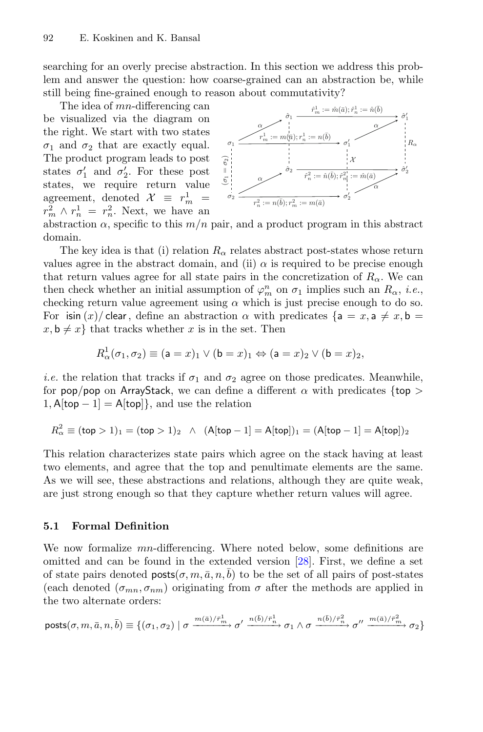searching for an overly precise abstraction. In this section we address this problem and answer the question: how coarse-grained can an abstraction be, while still being fine-grained enough to reason about commutativity?

The idea of $mn$-differencing can be visualized via the diagram on the right. We start with two states $\sigma_1$ and $\sigma_2$ that are exactly equal. The product program leads to post states $\sigma_1'$ and $\sigma_2'$. For these post states, we require return value agreement, denoted $\mathcal{X} \equiv r_m^1 = r_m^2 \wedge r_n^1 = r_n^2$. Next, we have an abstraction $\alpha$, specific to this $m/n$ pair, and a product program in this abstract domain.

The key idea is that (i) relation $R_\alpha$ relates abstract post-states whose return values agree in the abstract domain, and (ii) $\alpha$ is required to be precise enough that return values agree for all state pairs in the concretization of $R_\alpha$. We can then check whether an initial assumption of $\varphi_m^n$ on $\sigma_1$ implies such an $R_\alpha$, *i.e.*, checking return value agreement using $\alpha$ which is just precise enough to do so. For $\mathsf{isin}\,(x)/\,\mathsf{clear}$, define an abstraction $\alpha$ with predicates $\{\mathsf{a} = x, \mathsf{a} \neq x, \mathsf{b} = x, \mathsf{b} \neq x\}$ that tracks whether $x$ is in the set. Then

$$R_\alpha^1(\sigma_1, \sigma_2) \equiv (\mathsf{a} = x)_1 \vee (\mathsf{b} = x)_1 \Leftrightarrow (\mathsf{a} = x)_2 \vee (\mathsf{b} = x)_2,$$

*i.e.* the relation that tracks if $\sigma_1$ and $\sigma_2$ agree on those predicates. Meanwhile, for $\mathsf{pop}/\mathsf{pop}$ on $\mathsf{ArrayStack}$, we can define a different $\alpha$ with predicates $\{\mathsf{top} > 1, \mathsf{A}[\mathsf{top}-1] = \mathsf{A}[\mathsf{top}]\}$, and use the relation

$$R_\alpha^2 \equiv (\mathsf{top} > 1)_1 = (\mathsf{top} > 1)_2 \;\;\wedge\;\; (\mathsf{A}[\mathsf{top}-1] = \mathsf{A}[\mathsf{top}])_1 = (\mathsf{A}[\mathsf{top}-1] = \mathsf{A}[\mathsf{top}])_2$$

This relation characterizes state pairs which agree on the stack having at least two elements, and agree that the top and penultimate elements are the same. As we will see, these abstractions and relations, although they are quite weak, are just strong enough so that they capture whether return values will agree.

### 5.1 Formal Definition

We now formalize $mn$-differencing. Where noted below, some definitions are omitted and can be found in the extended version [28]. First, we define a set of state pairs denoted $\mathsf{posts}(\sigma, m, \bar{a}, n, \bar{b})$ to be the set of all pairs of post-states (each denoted $(\sigma_{mn}, \sigma_{nm})$) originating from $\sigma$ after the methods are applied in the two alternate orders:

$$\mathsf{posts}(\sigma, m, \bar{a}, n, \bar{b}) \equiv \{(\sigma_1, \sigma_2) \mid \sigma \xrightarrow{m(\bar{a})/\bar{r}_m^1} \sigma' \xrightarrow{n(\bar{b})/\bar{r}_n^1} \sigma_1 \wedge \sigma \xrightarrow{n(\bar{b})/\bar{r}_n^2} \sigma'' \xrightarrow{m(\bar{a})/\bar{r}_m^2} \sigma_2\}$$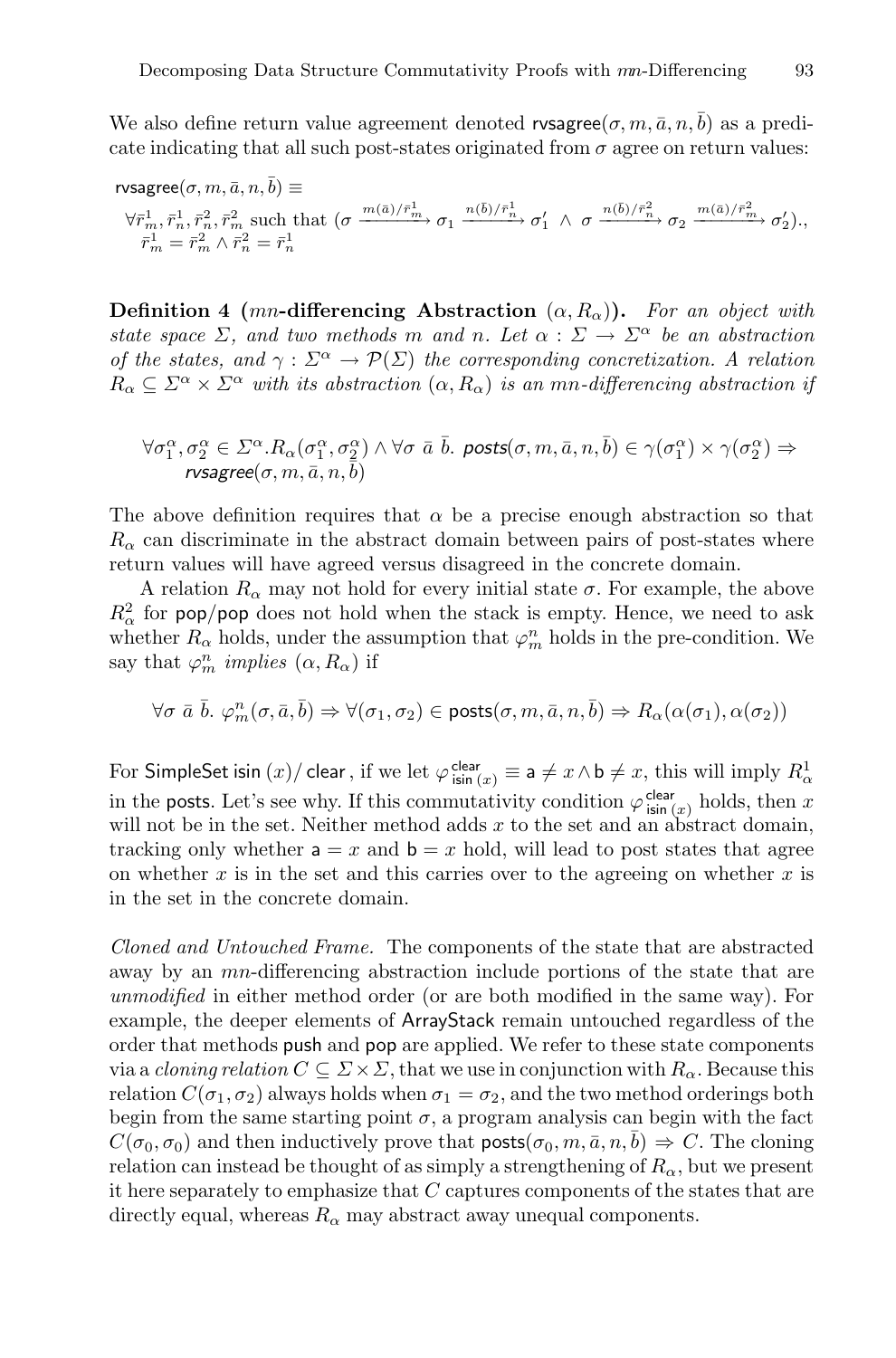We also define return value agreement denoted $\mathsf{rvsagree}(\sigma, m, \bar{a}, n, \bar{b})$ as a predicate indicating that all such post-states originated from $\sigma$ agree on return values:

$$\mathsf{rvsagree}(\sigma, m, \bar{a}, n, \bar{b}) \equiv$$
$$\forall \bar{r}_m^1, \bar{r}_n^1, \bar{r}_n^2, \bar{r}_m^2 \text{ such that } (\sigma \xrightarrow{m(\bar{a})/\bar{r}_m^1} \sigma_1 \xrightarrow{n(\bar{b})/\bar{r}_n^1} \sigma_1' \wedge \sigma \xrightarrow{n(\bar{b})/\bar{r}_n^2} \sigma_2 \xrightarrow{m(\bar{a})/\bar{r}_m^2} \sigma_2').,$$
$$\bar{r}_m^1 = \bar{r}_m^2 \wedge \bar{r}_n^2 = \bar{r}_n^1$$

**Definition 4 ($mn$-differencing Abstraction $(\alpha, R_\alpha)$).** *For an object with state space $\Sigma$, and two methods $m$ and $n$. Let $\alpha : \Sigma \to \Sigma^\alpha$ be an abstraction of the states, and $\gamma : \Sigma^\alpha \to \mathcal{P}(\Sigma)$ the corresponding concretization. A relation $R_\alpha \subseteq \Sigma^\alpha \times \Sigma^\alpha$ with its abstraction $(\alpha, R_\alpha)$ is an $mn$-differencing abstraction if*

$$\forall \sigma_1^\alpha, \sigma_2^\alpha \in \Sigma^\alpha . R_\alpha(\sigma_1^\alpha, \sigma_2^\alpha) \wedge \forall \sigma \ \bar{a} \ \bar{b}. \ \textit{posts}(\sigma, m, \bar{a}, n, \bar{b}) \in \gamma(\sigma_1^\alpha) \times \gamma(\sigma_2^\alpha) \Rightarrow \textit{rvsagree}(\sigma, m, \bar{a}, n, \bar{b})$$

The above definition requires that $\alpha$ be a precise enough abstraction so that $R_\alpha$ can discriminate in the abstract domain between pairs of post-states where return values will have agreed versus disagreed in the concrete domain.

A relation $R_\alpha$ may not hold for every initial state $\sigma$. For example, the above $R_\alpha^2$ for pop/pop does not hold when the stack is empty. Hence, we need to ask whether $R_\alpha$ holds, under the assumption that $\varphi_m^n$ holds in the pre-condition. We say that $\varphi_m^n$ *implies* $(\alpha, R_\alpha)$ if

$$\forall \sigma \ \bar{a} \ \bar{b}. \ \varphi_m^n(\sigma, \bar{a}, \bar{b}) \Rightarrow \forall (\sigma_1, \sigma_2) \in \mathsf{posts}(\sigma, m, \bar{a}, n, \bar{b}) \Rightarrow R_\alpha(\alpha(\sigma_1), \alpha(\sigma_2))$$

For SimpleSet isin $(x)$/ clear , if we let $\varphi_{\mathsf{isin}\,(x)}^{\mathsf{clear}} \equiv \mathsf{a} \neq x \wedge \mathsf{b} \neq x$, this will imply $R_\alpha^1$ in the posts. Let's see why. If this commutativity condition $\varphi_{\mathsf{isin}\,(x)}^{\mathsf{clear}}$ holds, then $x$ will not be in the set. Neither method adds $x$ to the set and an abstract domain, tracking only whether $\mathsf{a} = x$ and $\mathsf{b} = x$ hold, will lead to post states that agree on whether $x$ is in the set and this carries over to the agreeing on whether $x$ is in the set in the concrete domain.

*Cloned and Untouched Frame.* The components of the state that are abstracted away by an $mn$-differencing abstraction include portions of the state that are *unmodified* in either method order (or are both modified in the same way). For example, the deeper elements of ArrayStack remain untouched regardless of the order that methods push and pop are applied. We refer to these state components via a *cloning relation* $C \subseteq \Sigma \times \Sigma$, that we use in conjunction with $R_\alpha$. Because this relation $C(\sigma_1, \sigma_2)$ always holds when $\sigma_1 = \sigma_2$, and the two method orderings both begin from the same starting point $\sigma$, a program analysis can begin with the fact $C(\sigma_0, \sigma_0)$ and then inductively prove that $\mathsf{posts}(\sigma_0, m, \bar{a}, n, \bar{b}) \Rightarrow C$. The cloning relation can instead be thought of as simply a strengthening of $R_\alpha$, but we present it here separately to emphasize that $C$ captures components of the states that are directly equal, whereas $R_\alpha$ may abstract away unequal components.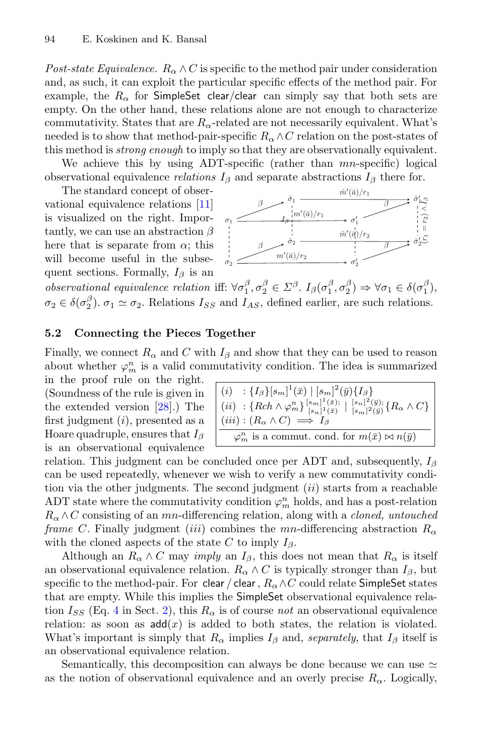*Post-state Equivalence.* $R_\alpha \wedge C$ is specific to the method pair under consideration and, as such, it can exploit the particular specific effects of the method pair. For example, the $R_\alpha$ for SimpleSet clear/clear can simply say that both sets are empty. On the other hand, these relations alone are not enough to characterize commutativity. States that are $R_\alpha$-related are not necessarily equivalent. What's needed is to show that method-pair-specific $R_\alpha \wedge C$ relation on the post-states of this method is *strong enough* to imply so that they are observationally equivalent.

We achieve this by using ADT-specific (rather than $mn$-specific) logical observational equivalence *relations* $I_\beta$ and separate abstractions $I_\beta$ there for.

The standard concept of observational equivalence relations [11] is visualized on the right. Importantly, we can use an abstraction $\beta$ here that is separate from $\alpha$; this will become useful in the subsequent sections. Formally, $I_\beta$ is an *observational equivalence relation* iff: $\forall \sigma_1^\beta, \sigma_2^\beta \in \Sigma^\beta.\ I_\beta(\sigma_1^\beta, \sigma_2^\beta) \Rightarrow \forall \sigma_1 \in \delta(\sigma_1^\beta), \sigma_2 \in \delta(\sigma_2^\beta).\ \sigma_1 \simeq \sigma_2$. Relations $I_{SS}$ and $I_{AS}$, defined earlier, are such relations.

### 5.2 Connecting the Pieces Together

Finally, we connect $R_\alpha$ and $C$ with $I_\beta$ and show that they can be used to reason about whether $\varphi_m^n$ is a valid commutativity condition. The idea is summarized in the proof rule on the right. (Soundness of the rule is given in the extended version [28].) The first judgment $(i)$, presented as a Hoare quadruple, ensures that $I_\beta$ is an observational equivalence relation. This judgment can be concluded once per ADT and, subsequently, $I_\beta$ can be used repeatedly, whenever we wish to verify a new commutativity condition via the other judgments. The second judgment $(ii)$ starts from a reachable ADT state where the commutativity condition $\varphi_m^n$ holds, and has a post-relation $R_\alpha \wedge C$ consisting of an $mn$-differencing relation, along with a *cloned, untouched frame* $C$. Finally judgment $(iii)$ combines the $mn$-differencing abstraction $R_\alpha$ with the cloned aspects of the state $C$ to imply $I_\beta$.

$$
\frac{
\begin{array}{l}
(i) \quad : \{I_\beta\}[s_m]^1(\bar{x}) \mid [s_m]^2(\bar{y})\{I_\beta\} \\
(ii) \quad : \{Rch \wedge \varphi_m^n\}\, {}^{[s_m]^1(\bar{x});}_{[s_n]^1(\bar{x})} \mid {}^{[s_n]^2(\bar{y});}_{[s_m]^2(\bar{y})}\, \{R_\alpha \wedge C\} \\
(iii) : (R_\alpha \wedge C) \implies I_\beta
\end{array}
}{
\varphi_m^n \text{ is a commut. cond. for } m(\bar{x}) \bowtie n(\bar{y})
}
$$

Although an $R_\alpha \wedge C$ may *imply* an $I_\beta$, this does not mean that $R_\alpha$ is itself an observational equivalence relation. $R_\alpha \wedge C$ is typically stronger than $I_\beta$, but specific to the method-pair. For clear / clear , $R_\alpha \wedge C$ could relate SimpleSet states that are empty. While this implies the SimpleSet observational equivalence relation $I_{SS}$ (Eq. 4 in Sect. 2), this $R_\alpha$ is of course *not* an observational equivalence relation: as soon as $\mathsf{add}(x)$ is added to both states, the relation is violated. What's important is simply that $R_\alpha$ implies $I_\beta$ and, *separately*, that $I_\beta$ itself is an observational equivalence relation.

Semantically, this decomposition can always be done because we can use $\simeq$ as the notion of observational equivalence and an overly precise $R_\alpha$. Logically,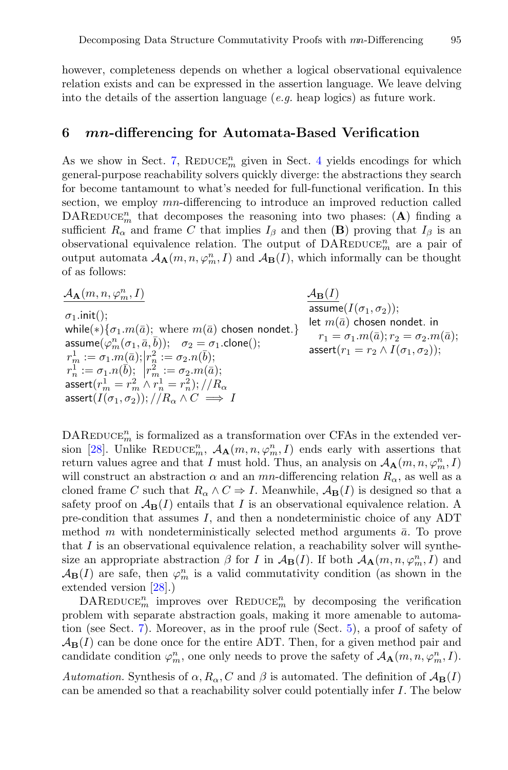however, completeness depends on whether a logical observational equivalence relation exists and can be expressed in the assertion language. We leave delving into the details of the assertion language (*e.g.* heap logics) as future work.

## 6 *mn*-differencing for Automata-Based Verification

As we show in Sect. 7, $\text{Reduce}_m^n$ given in Sect. 4 yields encodings for which general-purpose reachability solvers quickly diverge: the abstractions they search for become tantamount to what's needed for full-functional verification. In this section, we employ *mn*-differencing to introduce an improved reduction called $\text{DAReduce}_m^n$ that decomposes the reasoning into two phases: (**A**) finding a sufficient $R_\alpha$ and frame $C$ that implies $I_\beta$ and then (**B**) proving that $I_\beta$ is an observational equivalence relation. The output of $\text{DAReduce}_m^n$ are a pair of output automata $\mathcal{A}_\mathbf{A}(m, n, \varphi_m^n, I)$ and $\mathcal{A}_\mathbf{B}(I)$, which informally can be thought of as follows:

$\underline{\mathcal{A}_\mathbf{A}(m, n, \varphi_m^n, I)}$

```
σ1.init();
while(*){σ1.m(ā); where m(ā) chosen nondet.}
assume(φ_m^n(σ1, ā, b̄));   σ2 = σ1.clone();
r_m^1 := σ1.m(ā); | r_n^2 := σ2.n(b̄);
r_n^1 := σ1.n(b̄); | r_m^2 := σ2.m(ā);
assert(r_m^1 = r_m^2 ∧ r_n^1 = r_n^2); //R_α
assert(I(σ1, σ2)); //R_α ∧ C ⟹ I
```

$\underline{\mathcal{A}_\mathbf{B}(I)}$

```
assume(I(σ1, σ2));
let m(ā) chosen nondet. in
  r1 = σ1.m(ā); r2 = σ2.m(ā);
assert(r1 = r2 ∧ I(σ1, σ2));
```

$\text{DAReduce}_m^n$ is formalized as a transformation over CFAs in the extended version [28]. Unlike $\text{Reduce}_m^n$, $\mathcal{A}_\mathbf{A}(m, n, \varphi_m^n, I)$ ends early with assertions that return values agree and that $I$ must hold. Thus, an analysis on $\mathcal{A}_\mathbf{A}(m, n, \varphi_m^n, I)$ will construct an abstraction $\alpha$ and an *mn*-differencing relation $R_\alpha$, as well as a cloned frame $C$ such that $R_\alpha \wedge C \Rightarrow I$. Meanwhile, $\mathcal{A}_\mathbf{B}(I)$ is designed so that a safety proof on $\mathcal{A}_\mathbf{B}(I)$ entails that $I$ is an observational equivalence relation. A pre-condition that assumes $I$, and then a nondeterministic choice of any ADT method $m$ with nondeterministically selected method arguments $\bar{a}$. To prove that $I$ is an observational equivalence relation, a reachability solver will synthesize an appropriate abstraction $\beta$ for $I$ in $\mathcal{A}_\mathbf{B}(I)$. If both $\mathcal{A}_\mathbf{A}(m, n, \varphi_m^n, I)$ and $\mathcal{A}_\mathbf{B}(I)$ are safe, then $\varphi_m^n$ is a valid commutativity condition (as shown in the extended version [28].)

$\text{DAReduce}_m^n$ improves over $\text{Reduce}_m^n$ by decomposing the verification problem with separate abstraction goals, making it more amenable to automation (see Sect. 7). Moreover, as in the proof rule (Sect. 5), a proof of safety of $\mathcal{A}_\mathbf{B}(I)$ can be done once for the entire ADT. Then, for a given method pair and candidate condition $\varphi_m^n$, one only needs to prove the safety of $\mathcal{A}_\mathbf{A}(m, n, \varphi_m^n, I)$.

*Automation.* Synthesis of $\alpha, R_\alpha, C$ and $\beta$ is automated. The definition of $\mathcal{A}_\mathbf{B}(I)$ can be amended so that a reachability solver could potentially infer $I$. The below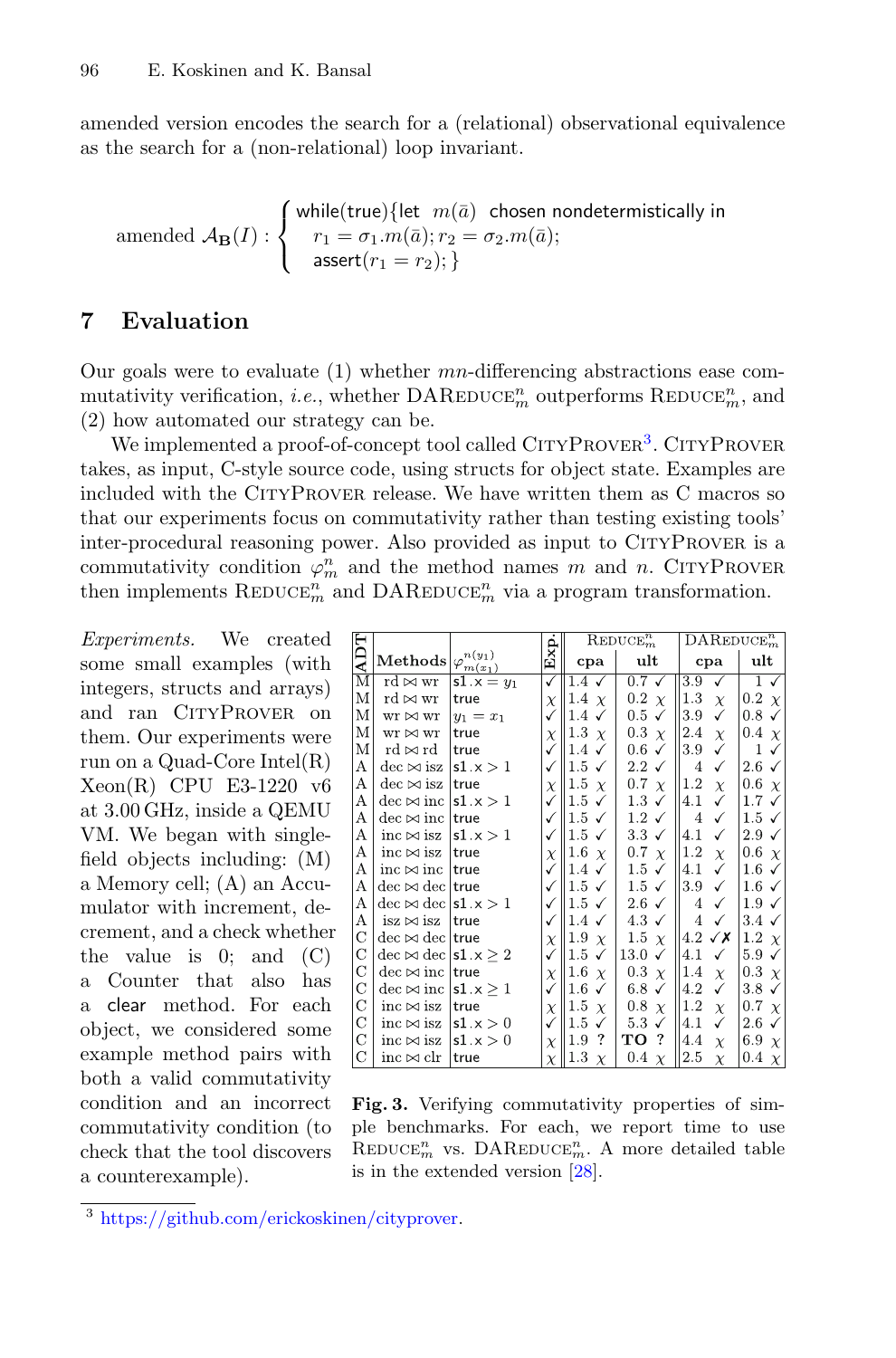amended version encodes the search for a (relational) observational equivalence as the search for a (non-relational) loop invariant.

$$\text{amended } \mathcal{A}_{\mathbf{B}}(I) : \begin{cases} \mathsf{while(true)\{let}\ \ m(\bar{a})\ \ \mathsf{chosen\ nondeterministically\ in} \\ \quad r_1 = \sigma_1.m(\bar{a}); r_2 = \sigma_2.m(\bar{a}); \\ \quad \mathsf{assert}(r_1 = r_2); \} \end{cases}$$

## 7 Evaluation

Our goals were to evaluate (1) whether $mn$-differencing abstractions ease commutativity verification, *i.e.*, whether DAREDUCE$^n_m$ outperforms REDUCE$^n_m$, and (2) how automated our strategy can be.

We implemented a proof-of-concept tool called CITYPROVER[3]. CITYPROVER takes, as input, C-style source code, using structs for object state. Examples are included with the CITYPROVER release. We have written them as C macros so that our experiments focus on commutativity rather than testing existing tools' inter-procedural reasoning power. Also provided as input to CITYPROVER is a commutativity condition $\varphi^n_m$ and the method names $m$ and $n$. CITYPROVER then implements REDUCE$^n_m$ and DAREDUCE$^n_m$ via a program transformation.

*Experiments.* We created some small examples (with integers, structs and arrays) and ran CITYPROVER on them. Our experiments were run on a Quad-Core Intel(R) Xeon(R) CPU E3-1220 v6 at 3.00 GHz, inside a QEMU VM. We began with single-field objects including: (M) a Memory cell; (A) an Accumulator with increment, decrement, and a check whether the value is 0; and (C) a Counter that also has a clear method. For each object, we considered some example method pairs with both a valid commutativity condition and an incorrect commutativity condition (to check that the tool discovers a counterexample).

| ADT | Methods | $\varphi^{n(y_1)}_{m(x_1)}$ | Exp. | REDUCE$^n_m$ | | DAREDUCE$^n_m$ | |
|---|---|---|---|---|---|---|---|
| | | | | cpa | ult | cpa | ult |
| M | rd ⋈ wr | s1.x = $y_1$ | ✓ | 1.4 ✓ | 0.7 ✓ | 3.9 ✓ | 1 ✓ |
| M | rd ⋈ wr | true | χ | 1.4 χ | 0.2 χ | 1.3 χ | 0.2 χ |
| M | wr ⋈ wr | $y_1 = x_1$ | ✓ | 1.4 ✓ | 0.5 ✓ | 3.9 ✓ | 0.8 ✓ |
| M | wr ⋈ wr | true | χ | 1.3 χ | 0.3 χ | 2.4 χ | 0.4 χ |
| M | rd ⋈ rd | true | ✓ | 1.4 ✓ | 0.6 ✓ | 3.9 ✓ | 1 ✓ |
| A | dec ⋈ isz | s1.x > 1 | ✓ | 1.5 ✓ | 2.2 ✓ | 4 ✓ | 2.6 ✓ |
| A | dec ⋈ isz | true | χ | 1.5 χ | 0.7 χ | 1.2 χ | 0.6 χ |
| A | dec ⋈ inc | s1.x > 1 | ✓ | 1.5 ✓ | 1.3 ✓ | 4.1 ✓ | 1.7 ✓ |
| A | dec ⋈ inc | true | ✓ | 1.5 ✓ | 1.2 ✓ | 4 ✓ | 1.5 ✓ |
| A | inc ⋈ isz | s1.x > 1 | ✓ | 1.5 ✓ | 3.3 ✓ | 4.1 ✓ | 2.9 ✓ |
| A | inc ⋈ isz | true | χ | 1.6 χ | 0.7 χ | 1.2 χ | 0.6 χ |
| A | inc ⋈ inc | true | ✓ | 1.4 ✓ | 1.5 ✓ | 4.1 ✓ | 1.6 ✓ |
| A | dec ⋈ dec | true | ✓ | 1.5 ✓ | 1.5 ✓ | 3.9 ✓ | 1.6 ✓ |
| A | dec ⋈ dec | s1.x > 1 | ✓ | 1.5 ✓ | 2.6 ✓ | 4 ✓ | 1.9 ✓ |
| A | isz ⋈ isz | true | ✓ | 1.4 ✓ | 4.3 ✓ | 4 ✓ | 3.4 ✓ |
| C | dec ⋈ dec | true | χ | 1.9 χ | 1.5 χ | 4.2 ✓✗ | 1.2 χ |
| C | dec ⋈ dec | s1.x ≥ 2 | ✓ | 1.5 ✓ | 13.0 ✓ | 4.1 ✓ | 5.9 ✓ |
| C | dec ⋈ inc | true | χ | 1.6 χ | 0.3 χ | 1.4 χ | 0.3 χ |
| C | dec ⋈ inc | s1.x ≥ 1 | ✓ | 1.6 ✓ | 6.8 ✓ | 4.2 ✓ | 3.8 ✓ |
| C | inc ⋈ isz | true | χ | 1.5 χ | 0.8 χ | 1.2 χ | 0.7 χ |
| C | inc ⋈ isz | s1.x > 0 | ✓ | 1.5 ✓ | 5.3 ✓ | 4.1 ✓ | 2.6 ✓ |
| C | inc ⋈ isz | s1.x > 0 | χ | 1.9 ? | **TO** ? | 4.4 χ | 6.9 χ |
| C | inc ⋈ clr | true | χ | 1.3 χ | 0.4 χ | 2.5 χ | 0.4 χ |

**Fig. 3.** Verifying commutativity properties of simple benchmarks. For each, we report time to use REDUCE$^n_m$ vs. DAREDUCE$^n_m$. A more detailed table is in the extended version [28].

[3] https://github.com/erickoskinen/cityprover.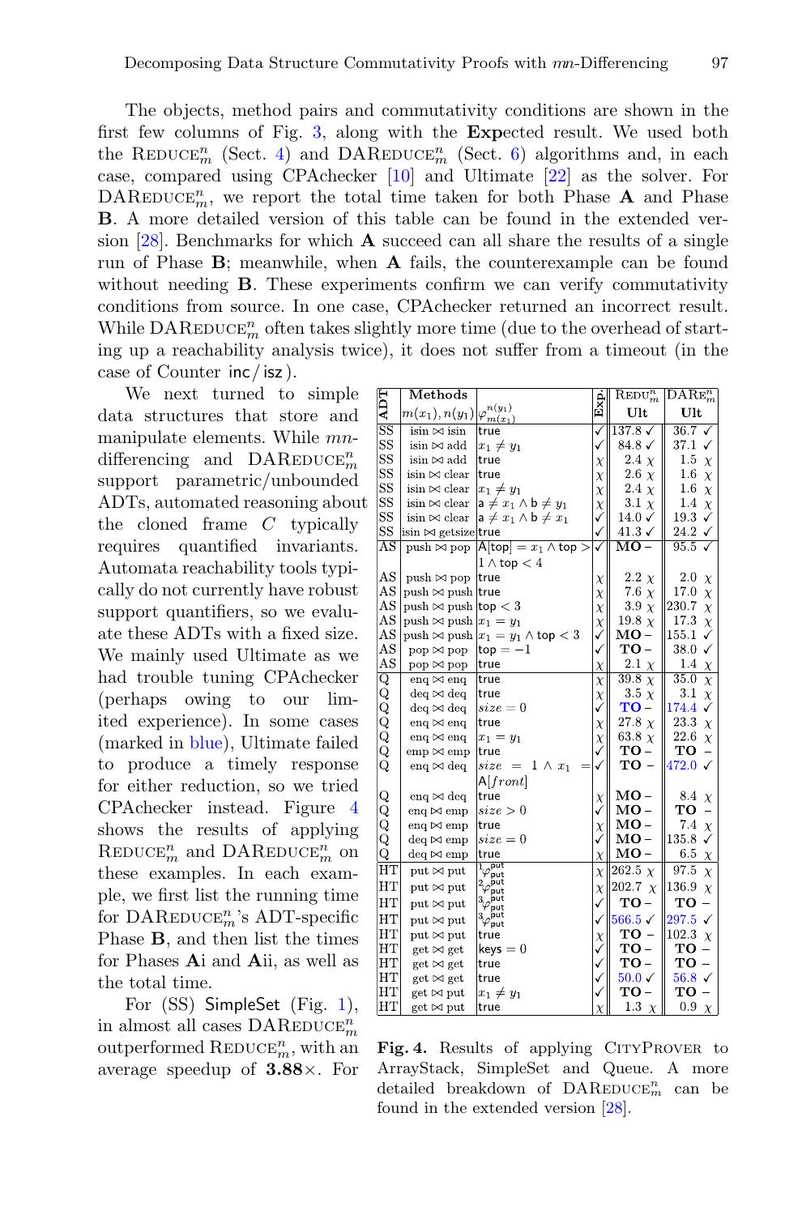The objects, method pairs and commutativity conditions are shown in the first few columns of Fig. 3, along with the **Exp**ected result. We used both the REDUCE$^n_m$ (Sect. 4) and DAREDUCE$^n_m$ (Sect. 6) algorithms and, in each case, compared using CPAchecker [10] and Ultimate [22] as the solver. For DAREDUCE$^n_m$, we report the total time taken for both Phase **A** and Phase **B**. A more detailed version of this table can be found in the extended version [28]. Benchmarks for which **A** succeed can all share the results of a single run of Phase **B**; meanwhile, when **A** fails, the counterexample can be found without needing **B**. These experiments confirm we can verify commutativity conditions from source. In one case, CPAchecker returned an incorrect result. While DAREDUCE$^n_m$ often takes slightly more time (due to the overhead of starting up a reachability analysis twice), it does not suffer from a timeout (in the case of Counter inc/isz).

We next turned to simple data structures that store and manipulate elements. While $mn$-differencing and DAREDUCE$^n_m$ support parametric/unbounded ADTs, automated reasoning about the cloned frame $C$ typically requires quantified invariants. Automata reachability tools typically do not currently have robust support quantifiers, so we evaluate these ADTs with a fixed size. We mainly used Ultimate as we had trouble tuning CPAchecker (perhaps owing to our limited experience). In some cases (marked in blue), Ultimate failed to produce a timely response for either reduction, so we tried CPAchecker instead. Figure 4 shows the results of applying REDUCE$^n_m$ and DAREDUCE$^n_m$ on these examples. In each example, we first list the running time for DAREDUCE$^n_m$'s ADT-specific Phase **B**, and then list the times for Phases **A**i and **A**ii, as well as the total time.

For (SS) SimpleSet (Fig. 1), in almost all cases DAREDUCE$^n_m$ outperformed REDUCE$^n_m$, with an average speedup of **3.88**×. For

| ADT | Methods $m(x_1), n(y_1)$ | $\varphi^{n(y_1)}_{m(x_1)}$ | Exp. | REDU$^n_m$ Ult | DARE$^n_m$ Ult |
|---|---|---|---|---|---|
| SS | isin ⋈ isin | true | ✓ | 137.8 ✓ | 36.7 ✓ |
| SS | isin ⋈ add | $x_1 \neq y_1$ | ✓ | 84.8 ✓ | 37.1 ✓ |
| SS | isin ⋈ add | true | χ | 2.4 χ | 1.5 χ |
| SS | isin ⋈ clear | true | χ | 2.6 χ | 1.6 χ |
| SS | isin ⋈ clear | $x_1 \neq y_1$ | χ | 2.4 χ | 1.6 χ |
| SS | isin ⋈ clear | $\mathsf{a} \neq x_1 \wedge \mathsf{b} \neq y_1$ | χ | 3.1 χ | 1.4 χ |
| SS | isin ⋈ clear | $\mathsf{a} \neq x_1 \wedge \mathsf{b} \neq x_1$ | ✓ | 14.0 ✓ | 19.3 ✓ |
| SS | isin ⋈ getsize | true | ✓ | 41.3 ✓ | 24.2 ✓ |
| AS | push ⋈ pop | $\mathsf{A}[\mathsf{top}] = x_1 \wedge \mathsf{top} > 1 \wedge \mathsf{top} < 4$ | ✓ | **MO** – | 95.5 ✓ |
| AS | push ⋈ pop | true | χ | 2.2 χ | 2.0 χ |
| AS | push ⋈ push | true | χ | 7.6 χ | 17.0 χ |
| AS | push ⋈ push | $\mathsf{top} < 3$ | χ | 3.9 χ | 230.7 χ |
| AS | push ⋈ push | $x_1 = y_1$ | χ | 19.8 χ | 17.3 χ |
| AS | push ⋈ push | $x_1 = y_1 \wedge \mathsf{top} < 3$ | ✓ | **MO** – | 155.1 ✓ |
| AS | pop ⋈ pop | $\mathsf{top} = -1$ | ✓ | **TO** – | 38.0 ✓ |
| AS | pop ⋈ pop | true | χ | 2.1 χ | 1.4 χ |
| Q | enq ⋈ enq | true | χ | 39.8 χ | 35.0 χ |
| Q | deq ⋈ deq | true | χ | 3.5 χ | 3.1 χ |
| Q | deq ⋈ deq | $size = 0$ | ✓ | **TO** – | 174.4 ✓ |
| Q | enq ⋈ enq | true | χ | 27.8 χ | 23.3 χ |
| Q | enq ⋈ enq | $x_1 = y_1$ | χ | 63.8 χ | 22.6 χ |
| Q | emp ⋈ emp | true | ✓ | **TO** – | **TO** – |
| Q | enq ⋈ deq | $size = 1 \wedge x_1 = \mathsf{A}[front]$ | ✓ | **TO** – | 472.0 ✓ |
| Q | enq ⋈ deq | true | χ | **MO** – | 8.4 χ |
| Q | enq ⋈ emp | $size > 0$ | ✓ | **MO** – | **TO** – |
| Q | enq ⋈ emp | true | χ | **MO** – | 7.4 χ |
| Q | deq ⋈ emp | $size = 0$ | ✓ | **MO** – | 135.8 ✓ |
| Q | deq ⋈ emp | true | χ | **MO** – | 6.5 χ |
| HT | put ⋈ put | ${}^1\varphi^{\mathsf{put}}_{\mathsf{put}}$ | χ | 262.5 χ | 97.5 χ |
| HT | put ⋈ put | ${}^2\varphi^{\mathsf{put}}_{\mathsf{put}}$ | χ | 202.7 χ | 136.9 χ |
| HT | put ⋈ put | ${}^3\varphi^{\mathsf{put}}_{\mathsf{put}}$ | ✓ | **TO** – | **TO** – |
| HT | put ⋈ put | ${}^3\varphi^{\mathsf{put}}_{\mathsf{put}}$ | ✓ | 566.5 ✓ | 297.5 ✓ |
| HT | put ⋈ put | true | χ | **TO** – | 102.3 χ |
| HT | get ⋈ get | $\mathsf{keys} = 0$ | ✓ | **TO** – | **TO** – |
| HT | get ⋈ get | true | ✓ | **TO** – | **TO** – |
| HT | get ⋈ get | true | ✓ | 50.0 ✓ | 56.8 ✓ |
| HT | get ⋈ put | $x_1 \neq y_1$ | ✓ | **TO** – | **TO** – |
| HT | get ⋈ put | true | χ | 1.3 χ | 0.9 χ |

**Fig. 4.** Results of applying CITYPROVER to ArrayStack, SimpleSet and Queue. A more detailed breakdown of DAREDUCE$^n_m$ can be found in the extended version [28].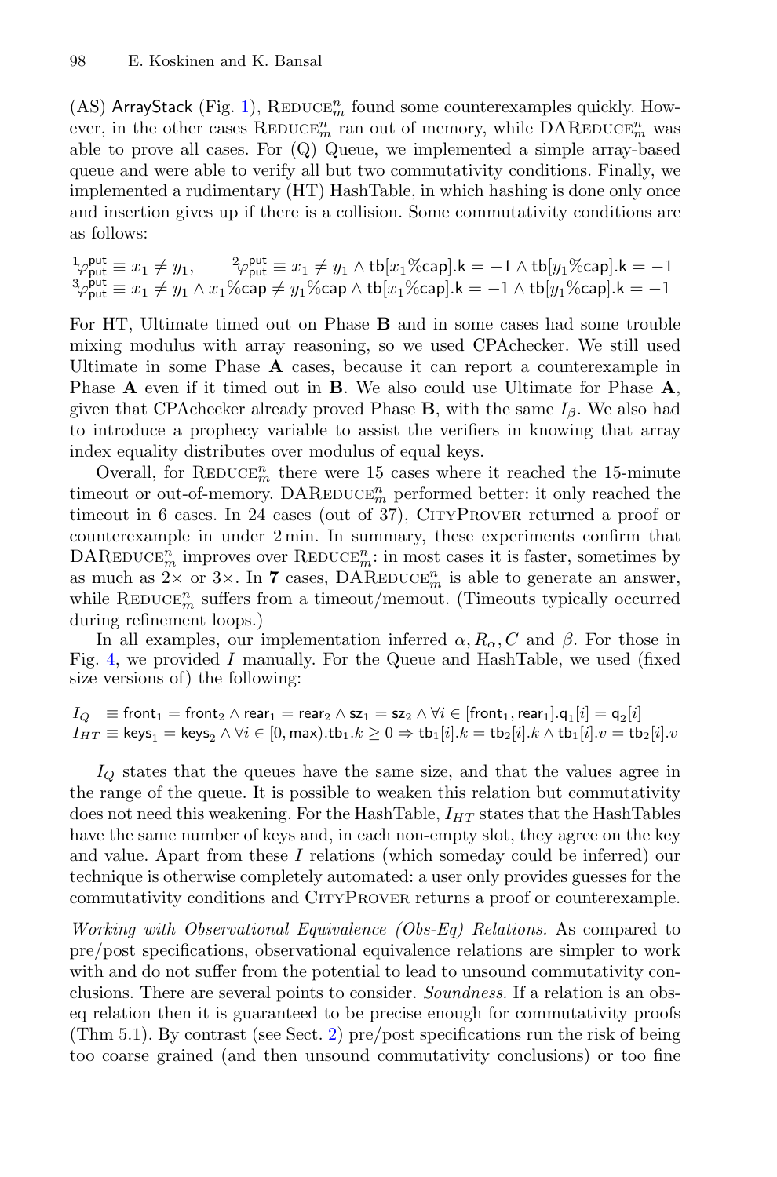(AS) ArrayStack (Fig. 1), $\text{REDUCE}^n_m$ found some counterexamples quickly. However, in the other cases $\text{REDUCE}^n_m$ ran out of memory, while $\text{DAREDUCE}^n_m$ was able to prove all cases. For (Q) Queue, we implemented a simple array-based queue and were able to verify all but two commutativity conditions. Finally, we implemented a rudimentary (HT) HashTable, in which hashing is done only once and insertion gives up if there is a collision. Some commutativity conditions are as follows:

$$ {}^{1}\varphi^{\mathsf{put}}_{\mathsf{put}} \equiv x_1 \neq y_1, \qquad {}^{2}\varphi^{\mathsf{put}}_{\mathsf{put}} \equiv x_1 \neq y_1 \wedge \mathsf{tb}[x_1\%\mathsf{cap}].\mathsf{k} = -1 \wedge \mathsf{tb}[y_1\%\mathsf{cap}].\mathsf{k} = -1 $$
$$ {}^{3}\varphi^{\mathsf{put}}_{\mathsf{put}} \equiv x_1 \neq y_1 \wedge x_1\%\mathsf{cap} \neq y_1\%\mathsf{cap} \wedge \mathsf{tb}[x_1\%\mathsf{cap}].\mathsf{k} = -1 \wedge \mathsf{tb}[y_1\%\mathsf{cap}].\mathsf{k} = -1 $$

For HT, Ultimate timed out on Phase **B** and in some cases had some trouble mixing modulus with array reasoning, so we used CPAchecker. We still used Ultimate in some Phase **A** cases, because it can report a counterexample in Phase **A** even if it timed out in **B**. We also could use Ultimate for Phase **A**, given that CPAchecker already proved Phase **B**, with the same $I_\beta$. We also had to introduce a prophecy variable to assist the verifiers in knowing that array index equality distributes over modulus of equal keys.

Overall, for $\text{REDUCE}^n_m$ there were 15 cases where it reached the 15-minute timeout or out-of-memory. $\text{DAREDUCE}^n_m$ performed better: it only reached the timeout in 6 cases. In 24 cases (out of 37), CITYPROVER returned a proof or counterexample in under 2 min. In summary, these experiments confirm that $\text{DAREDUCE}^n_m$ improves over $\text{REDUCE}^n_m$: in most cases it is faster, sometimes by as much as 2× or 3×. In **7** cases, $\text{DAREDUCE}^n_m$ is able to generate an answer, while $\text{REDUCE}^n_m$ suffers from a timeout/memout. (Timeouts typically occurred during refinement loops.)

In all examples, our implementation inferred $\alpha, R_\alpha, C$ and $\beta$. For those in Fig. 4, we provided $I$ manually. For the Queue and HashTable, we used (fixed size versions of) the following:

$$ I_Q \;\equiv \mathsf{front}_1 = \mathsf{front}_2 \wedge \mathsf{rear}_1 = \mathsf{rear}_2 \wedge \mathsf{sz}_1 = \mathsf{sz}_2 \wedge \forall i \in [\mathsf{front}_1, \mathsf{rear}_1].\mathsf{q}_1[i] = \mathsf{q}_2[i] $$
$$ I_{HT} \equiv \mathsf{keys}_1 = \mathsf{keys}_2 \wedge \forall i \in [0, \mathsf{max}).\mathsf{tb}_1.k \geq 0 \Rightarrow \mathsf{tb}_1[i].k = \mathsf{tb}_2[i].k \wedge \mathsf{tb}_1[i].v = \mathsf{tb}_2[i].v $$

$I_Q$ states that the queues have the same size, and that the values agree in the range of the queue. It is possible to weaken this relation but commutativity does not need this weakening. For the HashTable, $I_{HT}$ states that the HashTables have the same number of keys and, in each non-empty slot, they agree on the key and value. Apart from these $I$ relations (which someday could be inferred) our technique is otherwise completely automated: a user only provides guesses for the commutativity conditions and CITYPROVER returns a proof or counterexample.

*Working with Observational Equivalence (Obs-Eq) Relations.* As compared to pre/post specifications, observational equivalence relations are simpler to work with and do not suffer from the potential to lead to unsound commutativity conclusions. There are several points to consider. *Soundness.* If a relation is an obs-eq relation then it is guaranteed to be precise enough for commutativity proofs (Thm 5.1). By contrast (see Sect. 2) pre/post specifications run the risk of being too coarse grained (and then unsound commutativity conclusions) or too fine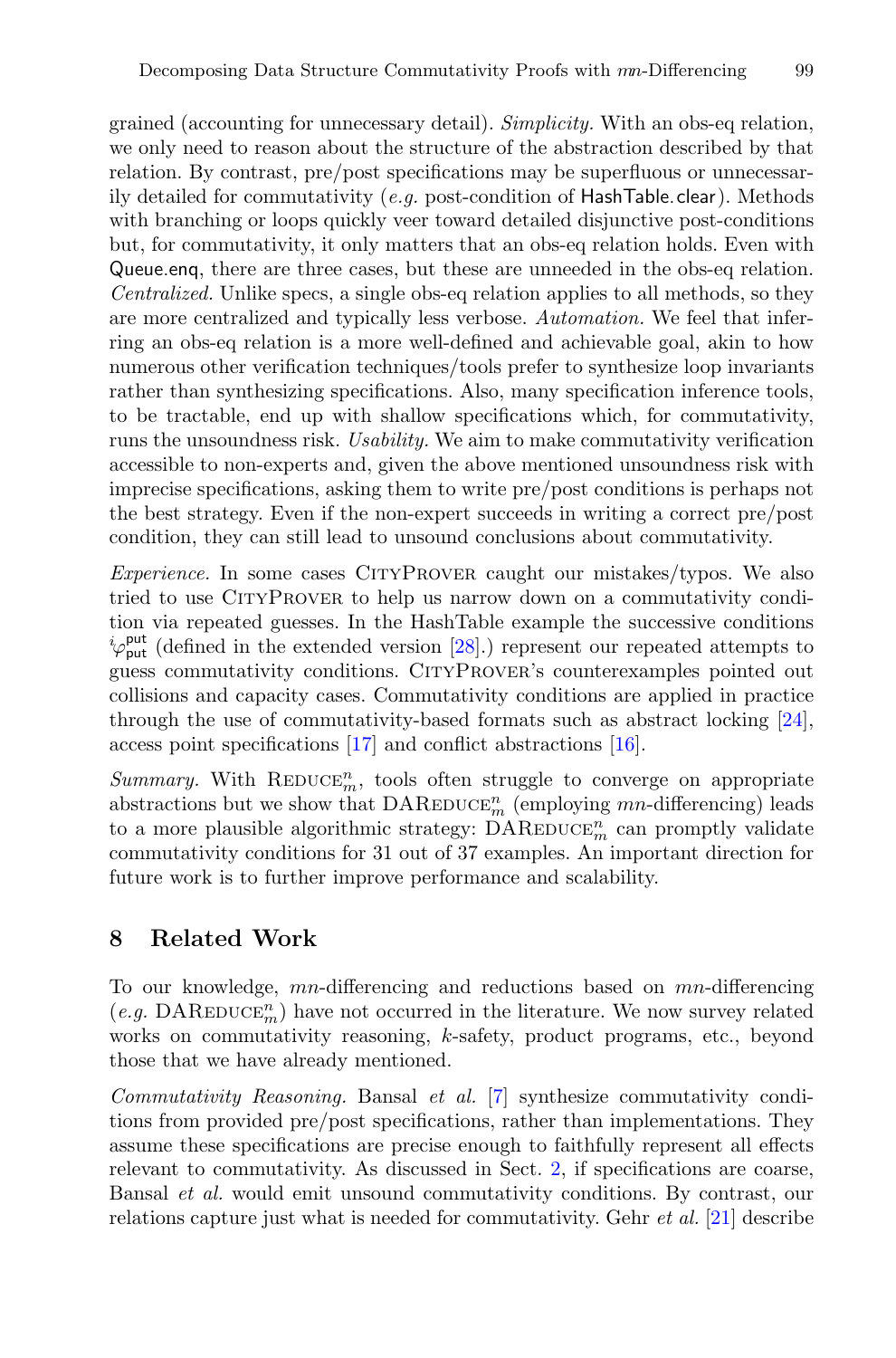grained (accounting for unnecessary detail). *Simplicity.* With an obs-eq relation, we only need to reason about the structure of the abstraction described by that relation. By contrast, pre/post specifications may be superfluous or unnecessarily detailed for commutativity (*e.g.* post-condition of HashTable.clear). Methods with branching or loops quickly veer toward detailed disjunctive post-conditions but, for commutativity, it only matters that an obs-eq relation holds. Even with Queue.enq, there are three cases, but these are unneeded in the obs-eq relation. *Centralized.* Unlike specs, a single obs-eq relation applies to all methods, so they are more centralized and typically less verbose. *Automation.* We feel that inferring an obs-eq relation is a more well-defined and achievable goal, akin to how numerous other verification techniques/tools prefer to synthesize loop invariants rather than synthesizing specifications. Also, many specification inference tools, to be tractable, end up with shallow specifications which, for commutativity, runs the unsoundness risk. *Usability.* We aim to make commutativity verification accessible to non-experts and, given the above mentioned unsoundness risk with imprecise specifications, asking them to write pre/post conditions is perhaps not the best strategy. Even if the non-expert succeeds in writing a correct pre/post condition, they can still lead to unsound conclusions about commutativity.

*Experience.* In some cases CityProver caught our mistakes/typos. We also tried to use CityProver to help us narrow down on a commutativity condition via repeated guesses. In the HashTable example the successive conditions ${}^{i}\varphi^{\mathsf{put}}_{\mathsf{put}}$ (defined in the extended version [28].) represent our repeated attempts to guess commutativity conditions. CityProver's counterexamples pointed out collisions and capacity cases. Commutativity conditions are applied in practice through the use of commutativity-based formats such as abstract locking [24], access point specifications [17] and conflict abstractions [16].

*Summary.* With $\text{Reduce}^n_m$, tools often struggle to converge on appropriate abstractions but we show that $\text{DAReduce}^n_m$ (employing $mn$-differencing) leads to a more plausible algorithmic strategy: $\text{DAReduce}^n_m$ can promptly validate commutativity conditions for 31 out of 37 examples. An important direction for future work is to further improve performance and scalability.

## 8 Related Work

To our knowledge, $mn$-differencing and reductions based on $mn$-differencing (*e.g.* $\text{DAReduce}^n_m$) have not occurred in the literature. We now survey related works on commutativity reasoning, $k$-safety, product programs, etc., beyond those that we have already mentioned.

*Commutativity Reasoning.* Bansal *et al.* [7] synthesize commutativity conditions from provided pre/post specifications, rather than implementations. They assume these specifications are precise enough to faithfully represent all effects relevant to commutativity. As discussed in Sect. 2, if specifications are coarse, Bansal *et al.* would emit unsound commutativity conditions. By contrast, our relations capture just what is needed for commutativity. Gehr *et al.* [21] describe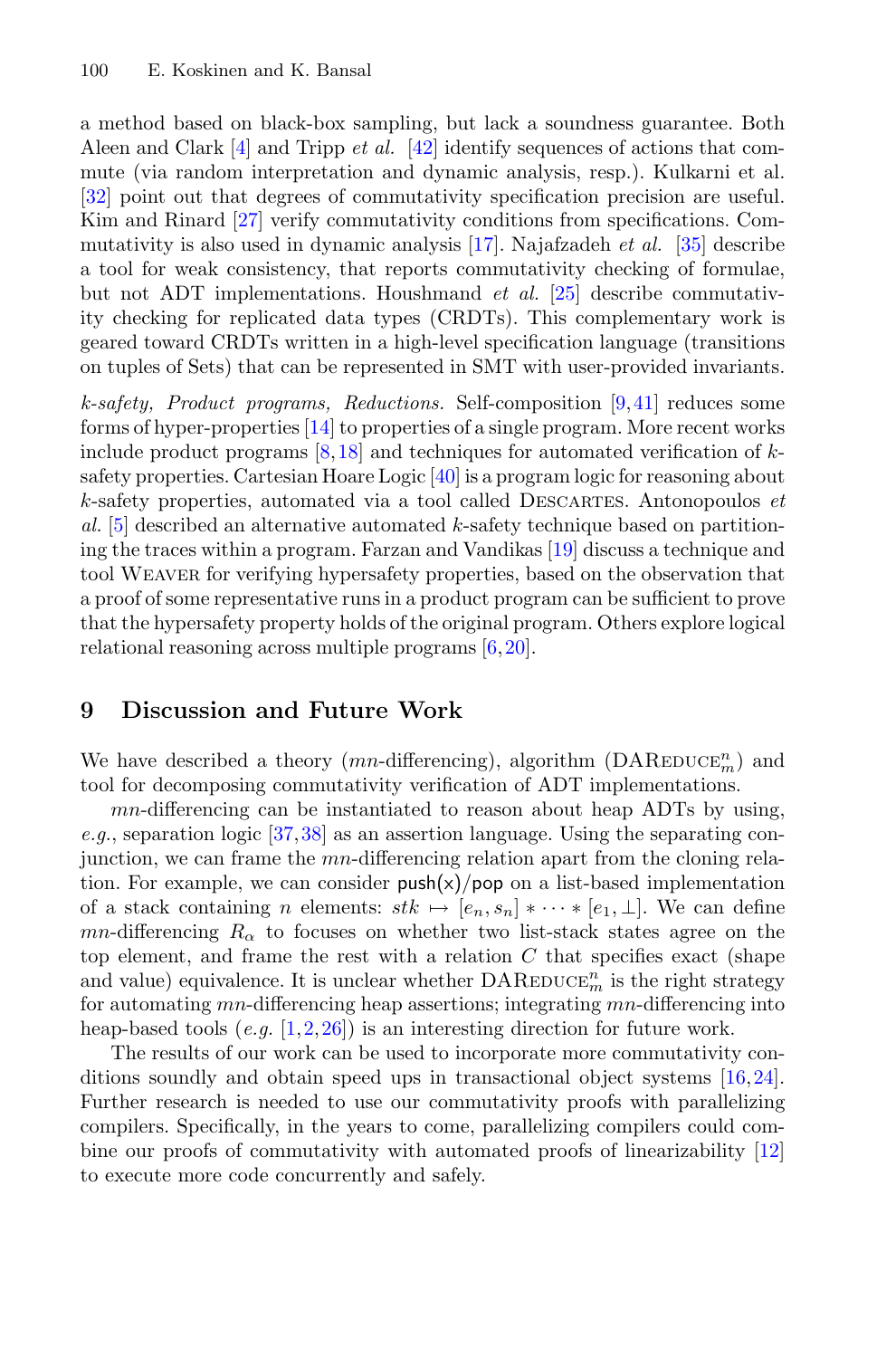a method based on black-box sampling, but lack a soundness guarantee. Both Aleen and Clark [4] and Tripp *et al.* [42] identify sequences of actions that commute (via random interpretation and dynamic analysis, resp.). Kulkarni et al. [32] point out that degrees of commutativity specification precision are useful. Kim and Rinard [27] verify commutativity conditions from specifications. Commutativity is also used in dynamic analysis [17]. Najafzadeh *et al.* [35] describe a tool for weak consistency, that reports commutativity checking of formulae, but not ADT implementations. Houshmand *et al.* [25] describe commutativity checking for replicated data types (CRDTs). This complementary work is geared toward CRDTs written in a high-level specification language (transitions on tuples of Sets) that can be represented in SMT with user-provided invariants.

*k-safety, Product programs, Reductions.* Self-composition [9,41] reduces some forms of hyper-properties [14] to properties of a single program. More recent works include product programs [8,18] and techniques for automated verification of $k$-safety properties. Cartesian Hoare Logic [40] is a program logic for reasoning about $k$-safety properties, automated via a tool called Descartes. Antonopoulos *et al.* [5] described an alternative automated $k$-safety technique based on partitioning the traces within a program. Farzan and Vandikas [19] discuss a technique and tool Weaver for verifying hypersafety properties, based on the observation that a proof of some representative runs in a product program can be sufficient to prove that the hypersafety property holds of the original program. Others explore logical relational reasoning across multiple programs [6,20].

## 9 Discussion and Future Work

We have described a theory ($mn$-differencing), algorithm ($\text{DAReduce}^n_m$) and tool for decomposing commutativity verification of ADT implementations.

$mn$-differencing can be instantiated to reason about heap ADTs by using, *e.g.*, separation logic [37,38] as an assertion language. Using the separating conjunction, we can frame the $mn$-differencing relation apart from the cloning relation. For example, we can consider push(x)/pop on a list-based implementation of a stack containing $n$ elements: $stk \mapsto [e_n, s_n] * \cdots * [e_1, \bot]$. We can define $mn$-differencing $R_\alpha$ to focuses on whether two list-stack states agree on the top element, and frame the rest with a relation $C$ that specifies exact (shape and value) equivalence. It is unclear whether $\text{DAReduce}^n_m$ is the right strategy for automating $mn$-differencing heap assertions; integrating $mn$-differencing into heap-based tools (*e.g.* [1,2,26]) is an interesting direction for future work.

The results of our work can be used to incorporate more commutativity conditions soundly and obtain speed ups in transactional object systems [16,24]. Further research is needed to use our commutativity proofs with parallelizing compilers. Specifically, in the years to come, parallelizing compilers could combine our proofs of commutativity with automated proofs of linearizability [12] to execute more code concurrently and safely.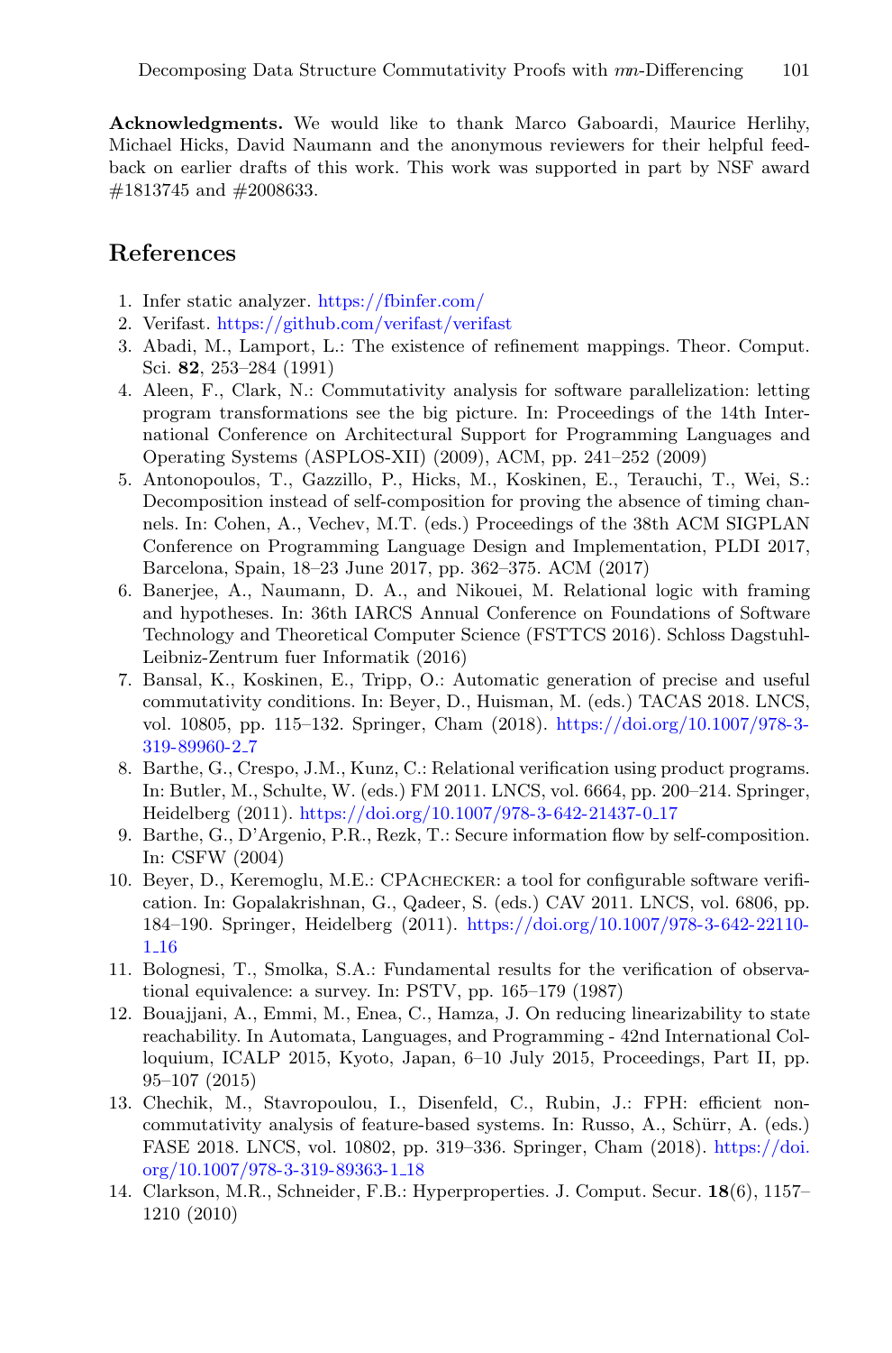**Acknowledgments.** We would like to thank Marco Gaboardi, Maurice Herlihy, Michael Hicks, David Naumann and the anonymous reviewers for their helpful feedback on earlier drafts of this work. This work was supported in part by NSF award #1813745 and #2008633.

## References

1. Infer static analyzer. https://fbinfer.com/
2. Verifast. https://github.com/verifast/verifast
3. Abadi, M., Lamport, L.: The existence of refinement mappings. Theor. Comput. Sci. **82**, 253–284 (1991)
4. Aleen, F., Clark, N.: Commutativity analysis for software parallelization: letting program transformations see the big picture. In: Proceedings of the 14th International Conference on Architectural Support for Programming Languages and Operating Systems (ASPLOS-XII) (2009), ACM, pp. 241–252 (2009)
5. Antonopoulos, T., Gazzillo, P., Hicks, M., Koskinen, E., Terauchi, T., Wei, S.: Decomposition instead of self-composition for proving the absence of timing channels. In: Cohen, A., Vechev, M.T. (eds.) Proceedings of the 38th ACM SIGPLAN Conference on Programming Language Design and Implementation, PLDI 2017, Barcelona, Spain, 18–23 June 2017, pp. 362–375. ACM (2017)
6. Banerjee, A., Naumann, D. A., and Nikouei, M. Relational logic with framing and hypotheses. In: 36th IARCS Annual Conference on Foundations of Software Technology and Theoretical Computer Science (FSTTCS 2016). Schloss Dagstuhl-Leibniz-Zentrum fuer Informatik (2016)
7. Bansal, K., Koskinen, E., Tripp, O.: Automatic generation of precise and useful commutativity conditions. In: Beyer, D., Huisman, M. (eds.) TACAS 2018. LNCS, vol. 10805, pp. 115–132. Springer, Cham (2018). https://doi.org/10.1007/978-3-319-89960-2_7
8. Barthe, G., Crespo, J.M., Kunz, C.: Relational verification using product programs. In: Butler, M., Schulte, W. (eds.) FM 2011. LNCS, vol. 6664, pp. 200–214. Springer, Heidelberg (2011). https://doi.org/10.1007/978-3-642-21437-0_17
9. Barthe, G., D'Argenio, P.R., Rezk, T.: Secure information flow by self-composition. In: CSFW (2004)
10. Beyer, D., Keremoglu, M.E.: CPAchecker: a tool for configurable software verification. In: Gopalakrishnan, G., Qadeer, S. (eds.) CAV 2011. LNCS, vol. 6806, pp. 184–190. Springer, Heidelberg (2011). https://doi.org/10.1007/978-3-642-22110-1_16
11. Bolognesi, T., Smolka, S.A.: Fundamental results for the verification of observational equivalence: a survey. In: PSTV, pp. 165–179 (1987)
12. Bouajjani, A., Emmi, M., Enea, C., Hamza, J. On reducing linearizability to state reachability. In Automata, Languages, and Programming - 42nd International Colloquium, ICALP 2015, Kyoto, Japan, 6–10 July 2015, Proceedings, Part II, pp. 95–107 (2015)
13. Chechik, M., Stavropoulou, I., Disenfeld, C., Rubin, J.: FPH: efficient non-commutativity analysis of feature-based systems. In: Russo, A., Schürr, A. (eds.) FASE 2018. LNCS, vol. 10802, pp. 319–336. Springer, Cham (2018). https://doi.org/10.1007/978-3-319-89363-1_18
14. Clarkson, M.R., Schneider, F.B.: Hyperproperties. J. Comput. Secur. **18**(6), 1157–1210 (2010)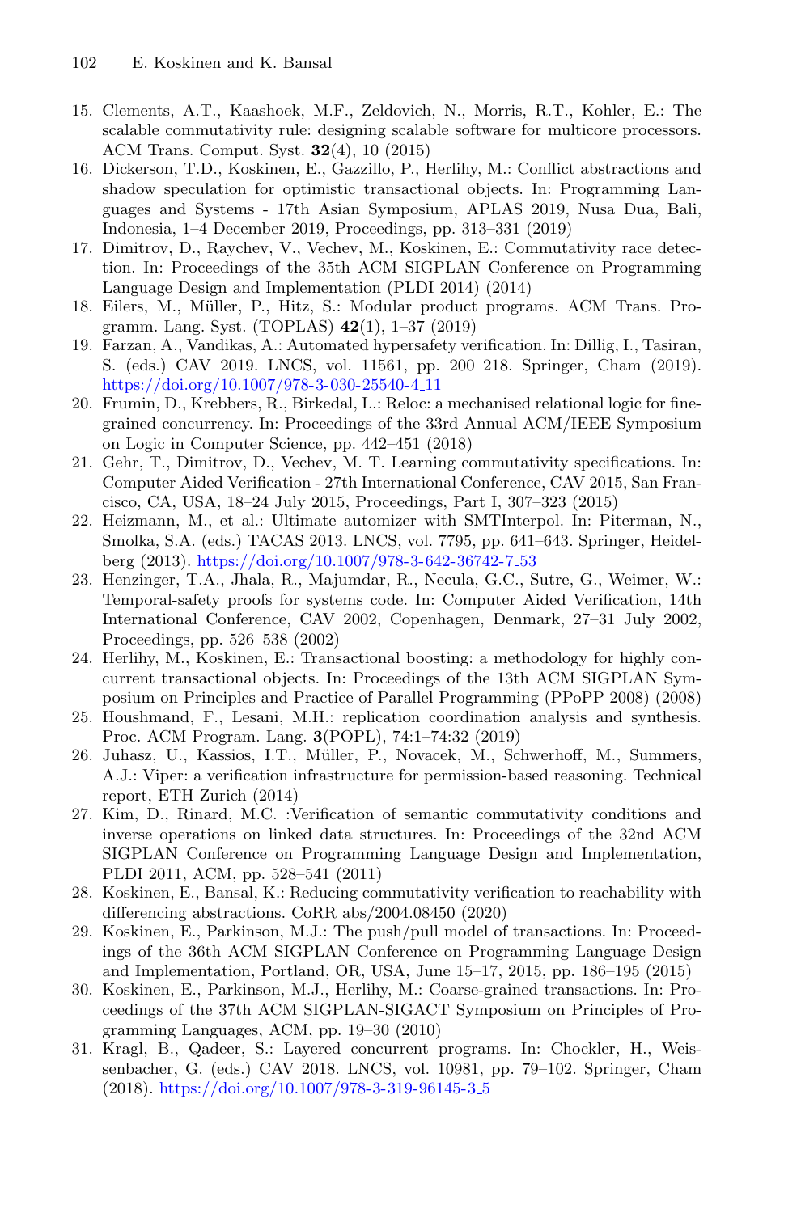15. Clements, A.T., Kaashoek, M.F., Zeldovich, N., Morris, R.T., Kohler, E.: The scalable commutativity rule: designing scalable software for multicore processors. ACM Trans. Comput. Syst. **32**(4), 10 (2015)
16. Dickerson, T.D., Koskinen, E., Gazzillo, P., Herlihy, M.: Conflict abstractions and shadow speculation for optimistic transactional objects. In: Programming Languages and Systems - 17th Asian Symposium, APLAS 2019, Nusa Dua, Bali, Indonesia, 1–4 December 2019, Proceedings, pp. 313–331 (2019)
17. Dimitrov, D., Raychev, V., Vechev, M., Koskinen, E.: Commutativity race detection. In: Proceedings of the 35th ACM SIGPLAN Conference on Programming Language Design and Implementation (PLDI 2014) (2014)
18. Eilers, M., Müller, P., Hitz, S.: Modular product programs. ACM Trans. Programm. Lang. Syst. (TOPLAS) **42**(1), 1–37 (2019)
19. Farzan, A., Vandikas, A.: Automated hypersafety verification. In: Dillig, I., Tasiran, S. (eds.) CAV 2019. LNCS, vol. 11561, pp. 200–218. Springer, Cham (2019). https://doi.org/10.1007/978-3-030-25540-4_11
20. Frumin, D., Krebbers, R., Birkedal, L.: Reloc: a mechanised relational logic for fine-grained concurrency. In: Proceedings of the 33rd Annual ACM/IEEE Symposium on Logic in Computer Science, pp. 442–451 (2018)
21. Gehr, T., Dimitrov, D., Vechev, M. T. Learning commutativity specifications. In: Computer Aided Verification - 27th International Conference, CAV 2015, San Francisco, CA, USA, 18–24 July 2015, Proceedings, Part I, 307–323 (2015)
22. Heizmann, M., et al.: Ultimate automizer with SMTInterpol. In: Piterman, N., Smolka, S.A. (eds.) TACAS 2013. LNCS, vol. 7795, pp. 641–643. Springer, Heidelberg (2013). https://doi.org/10.1007/978-3-642-36742-7_53
23. Henzinger, T.A., Jhala, R., Majumdar, R., Necula, G.C., Sutre, G., Weimer, W.: Temporal-safety proofs for systems code. In: Computer Aided Verification, 14th International Conference, CAV 2002, Copenhagen, Denmark, 27–31 July 2002, Proceedings, pp. 526–538 (2002)
24. Herlihy, M., Koskinen, E.: Transactional boosting: a methodology for highly concurrent transactional objects. In: Proceedings of the 13th ACM SIGPLAN Symposium on Principles and Practice of Parallel Programming (PPoPP 2008) (2008)
25. Houshmand, F., Lesani, M.H.: replication coordination analysis and synthesis. Proc. ACM Program. Lang. **3**(POPL), 74:1–74:32 (2019)
26. Juhasz, U., Kassios, I.T., Müller, P., Novacek, M., Schwerhoff, M., Summers, A.J.: Viper: a verification infrastructure for permission-based reasoning. Technical report, ETH Zurich (2014)
27. Kim, D., Rinard, M.C. :Verification of semantic commutativity conditions and inverse operations on linked data structures. In: Proceedings of the 32nd ACM SIGPLAN Conference on Programming Language Design and Implementation, PLDI 2011, ACM, pp. 528–541 (2011)
28. Koskinen, E., Bansal, K.: Reducing commutativity verification to reachability with differencing abstractions. CoRR abs/2004.08450 (2020)
29. Koskinen, E., Parkinson, M.J.: The push/pull model of transactions. In: Proceedings of the 36th ACM SIGPLAN Conference on Programming Language Design and Implementation, Portland, OR, USA, June 15–17, 2015, pp. 186–195 (2015)
30. Koskinen, E., Parkinson, M.J., Herlihy, M.: Coarse-grained transactions. In: Proceedings of the 37th ACM SIGPLAN-SIGACT Symposium on Principles of Programming Languages, ACM, pp. 19–30 (2010)
31. Kragl, B., Qadeer, S.: Layered concurrent programs. In: Chockler, H., Weissenbacher, G. (eds.) CAV 2018. LNCS, vol. 10981, pp. 79–102. Springer, Cham (2018). https://doi.org/10.1007/978-3-319-96145-3_5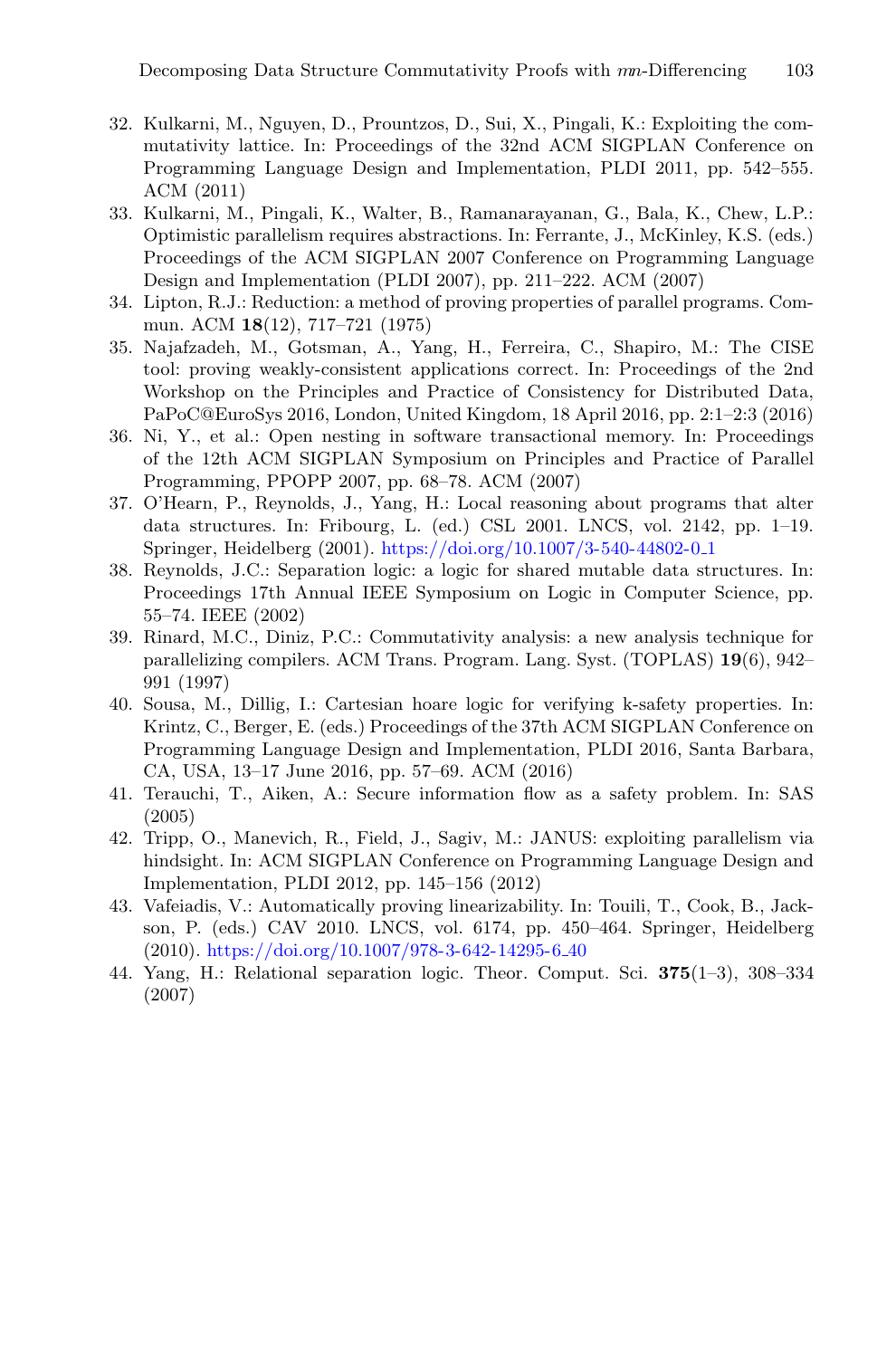32. Kulkarni, M., Nguyen, D., Prountzos, D., Sui, X., Pingali, K.: Exploiting the commutativity lattice. In: Proceedings of the 32nd ACM SIGPLAN Conference on Programming Language Design and Implementation, PLDI 2011, pp. 542–555. ACM (2011)
33. Kulkarni, M., Pingali, K., Walter, B., Ramanarayanan, G., Bala, K., Chew, L.P.: Optimistic parallelism requires abstractions. In: Ferrante, J., McKinley, K.S. (eds.) Proceedings of the ACM SIGPLAN 2007 Conference on Programming Language Design and Implementation (PLDI 2007), pp. 211–222. ACM (2007)
34. Lipton, R.J.: Reduction: a method of proving properties of parallel programs. Commun. ACM **18**(12), 717–721 (1975)
35. Najafzadeh, M., Gotsman, A., Yang, H., Ferreira, C., Shapiro, M.: The CISE tool: proving weakly-consistent applications correct. In: Proceedings of the 2nd Workshop on the Principles and Practice of Consistency for Distributed Data, PaPoC@EuroSys 2016, London, United Kingdom, 18 April 2016, pp. 2:1–2:3 (2016)
36. Ni, Y., et al.: Open nesting in software transactional memory. In: Proceedings of the 12th ACM SIGPLAN Symposium on Principles and Practice of Parallel Programming, PPOPP 2007, pp. 68–78. ACM (2007)
37. O'Hearn, P., Reynolds, J., Yang, H.: Local reasoning about programs that alter data structures. In: Fribourg, L. (ed.) CSL 2001. LNCS, vol. 2142, pp. 1–19. Springer, Heidelberg (2001). https://doi.org/10.1007/3-540-44802-0_1
38. Reynolds, J.C.: Separation logic: a logic for shared mutable data structures. In: Proceedings 17th Annual IEEE Symposium on Logic in Computer Science, pp. 55–74. IEEE (2002)
39. Rinard, M.C., Diniz, P.C.: Commutativity analysis: a new analysis technique for parallelizing compilers. ACM Trans. Program. Lang. Syst. (TOPLAS) **19**(6), 942–991 (1997)
40. Sousa, M., Dillig, I.: Cartesian hoare logic for verifying k-safety properties. In: Krintz, C., Berger, E. (eds.) Proceedings of the 37th ACM SIGPLAN Conference on Programming Language Design and Implementation, PLDI 2016, Santa Barbara, CA, USA, 13–17 June 2016, pp. 57–69. ACM (2016)
41. Terauchi, T., Aiken, A.: Secure information flow as a safety problem. In: SAS (2005)
42. Tripp, O., Manevich, R., Field, J., Sagiv, M.: JANUS: exploiting parallelism via hindsight. In: ACM SIGPLAN Conference on Programming Language Design and Implementation, PLDI 2012, pp. 145–156 (2012)
43. Vafeiadis, V.: Automatically proving linearizability. In: Touili, T., Cook, B., Jackson, P. (eds.) CAV 2010. LNCS, vol. 6174, pp. 450–464. Springer, Heidelberg (2010). https://doi.org/10.1007/978-3-642-14295-6_40
44. Yang, H.: Relational separation logic. Theor. Comput. Sci. **375**(1–3), 308–334 (2007)